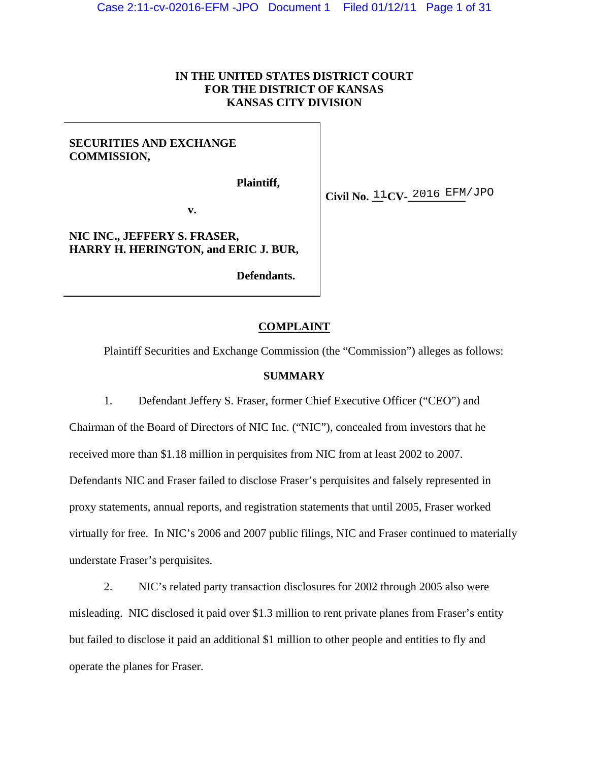**IN THE UNITED STATES DISTRICT COURT**
**FOR THE DISTRICT OF KANSAS**
**KANSAS CITY DIVISION**

| | |
|---|---|
| **SECURITIES AND EXCHANGE COMMISSION,**<br><br>**Plaintiff,**<br><br>**v.**<br><br>**NIC INC., JEFFERY S. FRASER, HARRY H. HERINGTON, and ERIC J. BUR,**<br><br>**Defendants.** | **Civil No.** 11**CV-** 2016 EFM/JPO |

## COMPLAINT

Plaintiff Securities and Exchange Commission (the "Commission") alleges as follows:

### SUMMARY

1. Defendant Jeffery S. Fraser, former Chief Executive Officer ("CEO") and Chairman of the Board of Directors of NIC Inc. ("NIC"), concealed from investors that he received more than $1.18 million in perquisites from NIC from at least 2002 to 2007. Defendants NIC and Fraser failed to disclose Fraser's perquisites and falsely represented in proxy statements, annual reports, and registration statements that until 2005, Fraser worked virtually for free. In NIC's 2006 and 2007 public filings, NIC and Fraser continued to materially understate Fraser's perquisites.

2. NIC's related party transaction disclosures for 2002 through 2005 also were misleading. NIC disclosed it paid over $1.3 million to rent private planes from Fraser's entity but failed to disclose it paid an additional $1 million to other people and entities to fly and operate the planes for Fraser.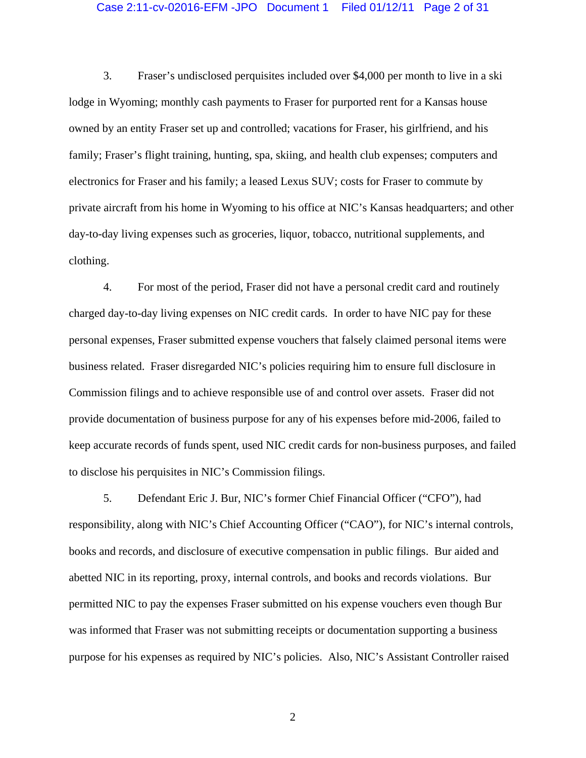3. Fraser's undisclosed perquisites included over $4,000 per month to live in a ski lodge in Wyoming; monthly cash payments to Fraser for purported rent for a Kansas house owned by an entity Fraser set up and controlled; vacations for Fraser, his girlfriend, and his family; Fraser's flight training, hunting, spa, skiing, and health club expenses; computers and electronics for Fraser and his family; a leased Lexus SUV; costs for Fraser to commute by private aircraft from his home in Wyoming to his office at NIC's Kansas headquarters; and other day-to-day living expenses such as groceries, liquor, tobacco, nutritional supplements, and clothing.

4. For most of the period, Fraser did not have a personal credit card and routinely charged day-to-day living expenses on NIC credit cards. In order to have NIC pay for these personal expenses, Fraser submitted expense vouchers that falsely claimed personal items were business related. Fraser disregarded NIC's policies requiring him to ensure full disclosure in Commission filings and to achieve responsible use of and control over assets. Fraser did not provide documentation of business purpose for any of his expenses before mid-2006, failed to keep accurate records of funds spent, used NIC credit cards for non-business purposes, and failed to disclose his perquisites in NIC's Commission filings.

5. Defendant Eric J. Bur, NIC's former Chief Financial Officer ("CFO"), had responsibility, along with NIC's Chief Accounting Officer ("CAO"), for NIC's internal controls, books and records, and disclosure of executive compensation in public filings. Bur aided and abetted NIC in its reporting, proxy, internal controls, and books and records violations. Bur permitted NIC to pay the expenses Fraser submitted on his expense vouchers even though Bur was informed that Fraser was not submitting receipts or documentation supporting a business purpose for his expenses as required by NIC's policies. Also, NIC's Assistant Controller raised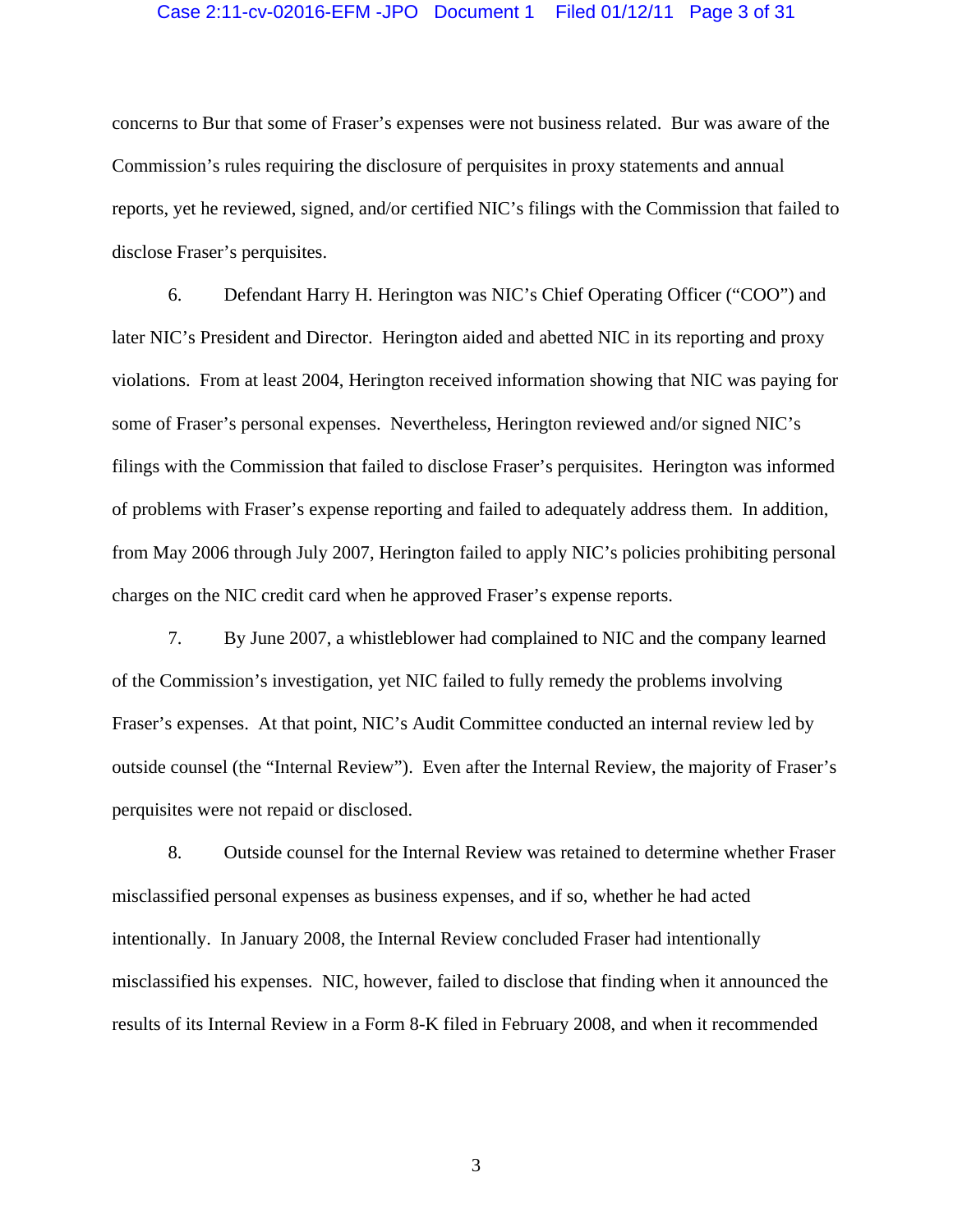concerns to Bur that some of Fraser's expenses were not business related. Bur was aware of the Commission's rules requiring the disclosure of perquisites in proxy statements and annual reports, yet he reviewed, signed, and/or certified NIC's filings with the Commission that failed to disclose Fraser's perquisites.

6. Defendant Harry H. Herington was NIC's Chief Operating Officer ("COO") and later NIC's President and Director. Herington aided and abetted NIC in its reporting and proxy violations. From at least 2004, Herington received information showing that NIC was paying for some of Fraser's personal expenses. Nevertheless, Herington reviewed and/or signed NIC's filings with the Commission that failed to disclose Fraser's perquisites. Herington was informed of problems with Fraser's expense reporting and failed to adequately address them. In addition, from May 2006 through July 2007, Herington failed to apply NIC's policies prohibiting personal charges on the NIC credit card when he approved Fraser's expense reports.

7. By June 2007, a whistleblower had complained to NIC and the company learned of the Commission's investigation, yet NIC failed to fully remedy the problems involving Fraser's expenses. At that point, NIC's Audit Committee conducted an internal review led by outside counsel (the "Internal Review"). Even after the Internal Review, the majority of Fraser's perquisites were not repaid or disclosed.

8. Outside counsel for the Internal Review was retained to determine whether Fraser misclassified personal expenses as business expenses, and if so, whether he had acted intentionally. In January 2008, the Internal Review concluded Fraser had intentionally misclassified his expenses. NIC, however, failed to disclose that finding when it announced the results of its Internal Review in a Form 8-K filed in February 2008, and when it recommended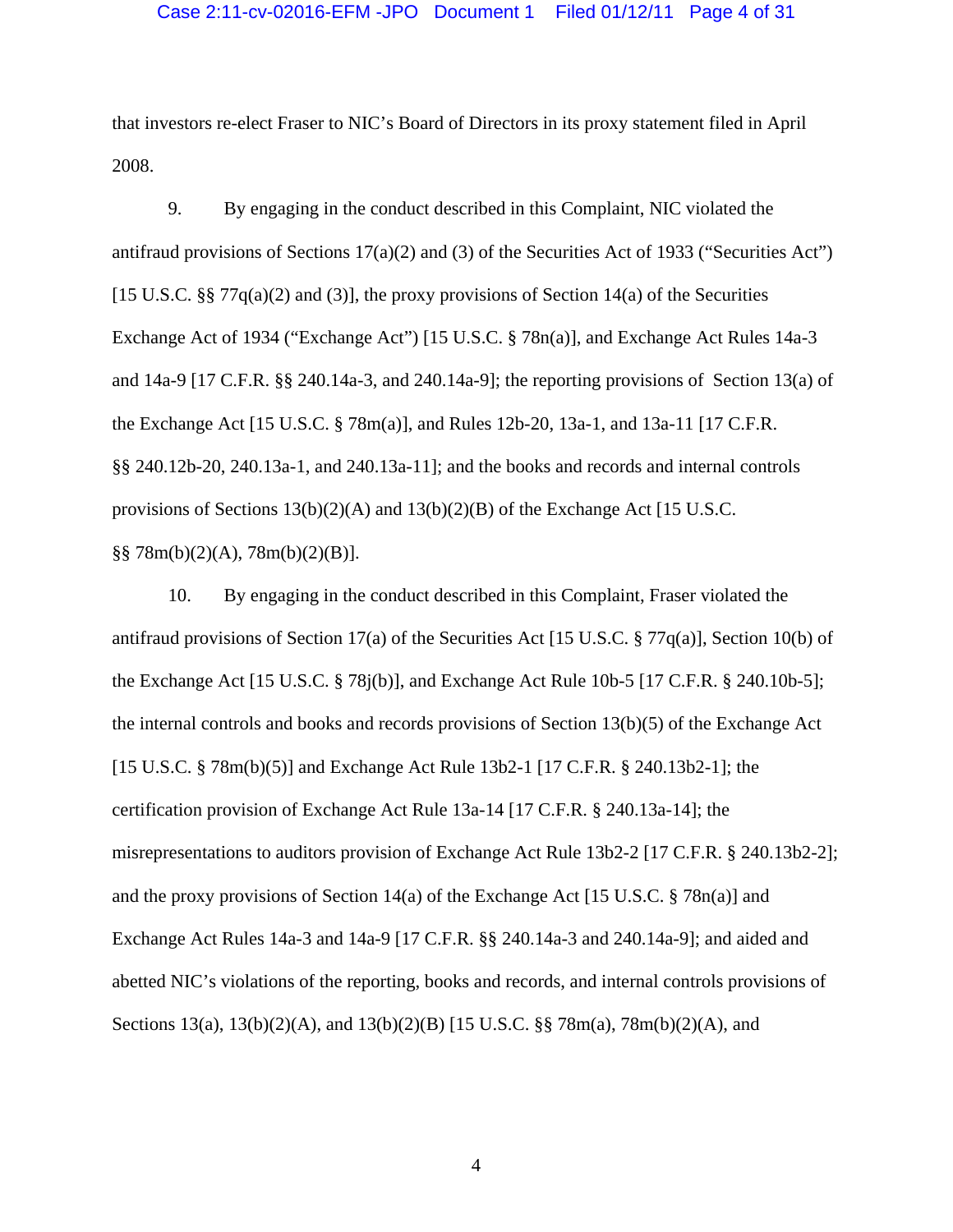that investors re-elect Fraser to NIC's Board of Directors in its proxy statement filed in April 2008.

9. By engaging in the conduct described in this Complaint, NIC violated the antifraud provisions of Sections 17(a)(2) and (3) of the Securities Act of 1933 ("Securities Act") [15 U.S.C. §§ 77q(a)(2) and (3)], the proxy provisions of Section 14(a) of the Securities Exchange Act of 1934 ("Exchange Act") [15 U.S.C. § 78n(a)], and Exchange Act Rules 14a-3 and 14a-9 [17 C.F.R. §§ 240.14a-3, and 240.14a-9]; the reporting provisions of Section 13(a) of the Exchange Act [15 U.S.C. § 78m(a)], and Rules 12b-20, 13a-1, and 13a-11 [17 C.F.R. §§ 240.12b-20, 240.13a-1, and 240.13a-11]; and the books and records and internal controls provisions of Sections 13(b)(2)(A) and 13(b)(2)(B) of the Exchange Act [15 U.S.C. §§ 78m(b)(2)(A), 78m(b)(2)(B)].

10. By engaging in the conduct described in this Complaint, Fraser violated the antifraud provisions of Section 17(a) of the Securities Act [15 U.S.C. § 77q(a)], Section 10(b) of the Exchange Act [15 U.S.C. § 78j(b)], and Exchange Act Rule 10b-5 [17 C.F.R. § 240.10b-5]; the internal controls and books and records provisions of Section 13(b)(5) of the Exchange Act [15 U.S.C. § 78m(b)(5)] and Exchange Act Rule 13b2-1 [17 C.F.R. § 240.13b2-1]; the certification provision of Exchange Act Rule 13a-14 [17 C.F.R. § 240.13a-14]; the misrepresentations to auditors provision of Exchange Act Rule 13b2-2 [17 C.F.R. § 240.13b2-2]; and the proxy provisions of Section 14(a) of the Exchange Act [15 U.S.C. § 78n(a)] and Exchange Act Rules 14a-3 and 14a-9 [17 C.F.R. §§ 240.14a-3 and 240.14a-9]; and aided and abetted NIC's violations of the reporting, books and records, and internal controls provisions of Sections 13(a), 13(b)(2)(A), and 13(b)(2)(B) [15 U.S.C. §§ 78m(a), 78m(b)(2)(A), and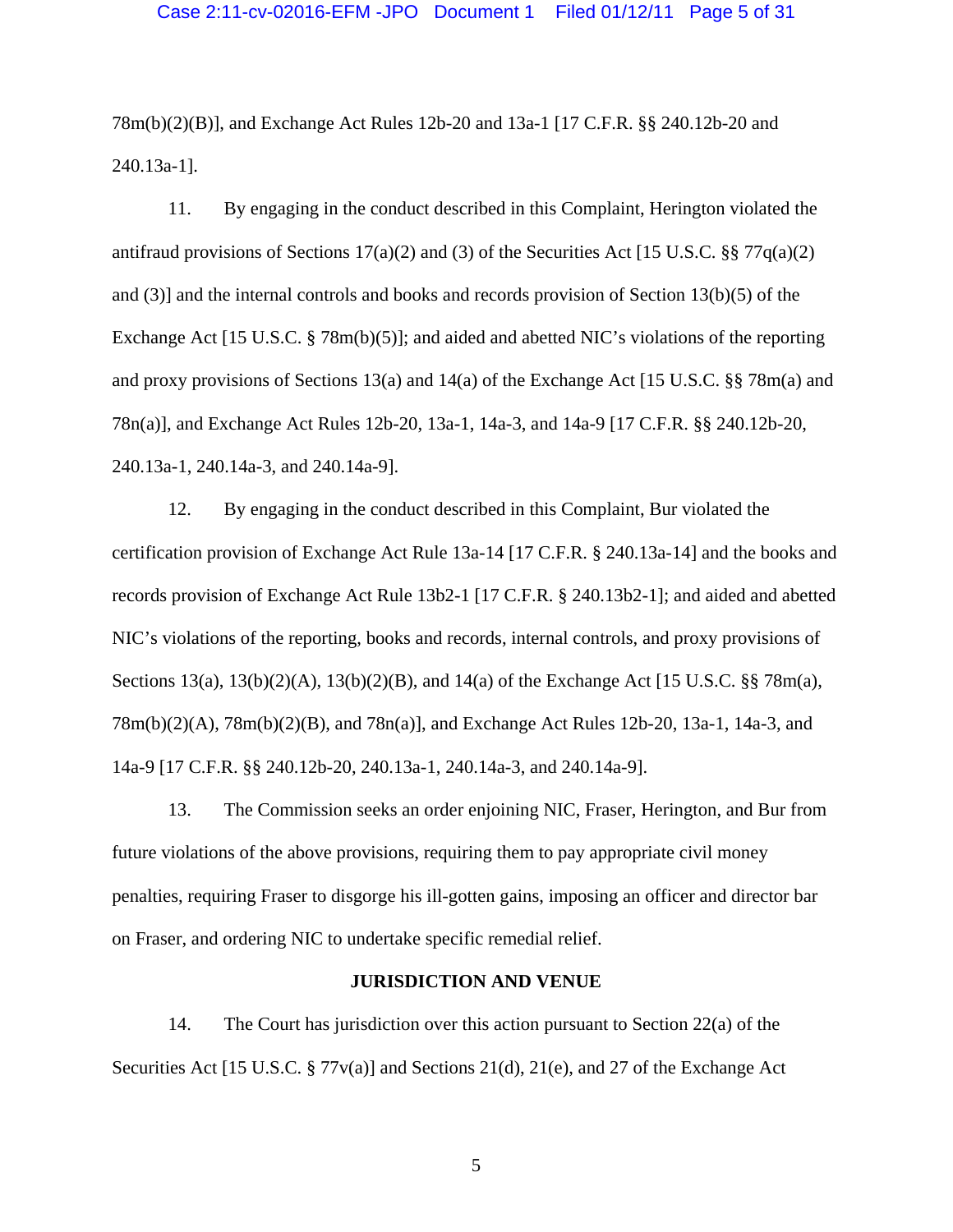78m(b)(2)(B)], and Exchange Act Rules 12b-20 and 13a-1 [17 C.F.R. §§ 240.12b-20 and 240.13a-1].

11. By engaging in the conduct described in this Complaint, Herington violated the antifraud provisions of Sections 17(a)(2) and (3) of the Securities Act [15 U.S.C. §§ 77q(a)(2) and (3)] and the internal controls and books and records provision of Section 13(b)(5) of the Exchange Act [15 U.S.C. § 78m(b)(5)]; and aided and abetted NIC's violations of the reporting and proxy provisions of Sections 13(a) and 14(a) of the Exchange Act [15 U.S.C. §§ 78m(a) and 78n(a)], and Exchange Act Rules 12b-20, 13a-1, 14a-3, and 14a-9 [17 C.F.R. §§ 240.12b-20, 240.13a-1, 240.14a-3, and 240.14a-9].

12. By engaging in the conduct described in this Complaint, Bur violated the certification provision of Exchange Act Rule 13a-14 [17 C.F.R. § 240.13a-14] and the books and records provision of Exchange Act Rule 13b2-1 [17 C.F.R. § 240.13b2-1]; and aided and abetted NIC's violations of the reporting, books and records, internal controls, and proxy provisions of Sections 13(a), 13(b)(2)(A), 13(b)(2)(B), and 14(a) of the Exchange Act [15 U.S.C. §§ 78m(a), 78m(b)(2)(A), 78m(b)(2)(B), and 78n(a)], and Exchange Act Rules 12b-20, 13a-1, 14a-3, and 14a-9 [17 C.F.R. §§ 240.12b-20, 240.13a-1, 240.14a-3, and 240.14a-9].

13. The Commission seeks an order enjoining NIC, Fraser, Herington, and Bur from future violations of the above provisions, requiring them to pay appropriate civil money penalties, requiring Fraser to disgorge his ill-gotten gains, imposing an officer and director bar on Fraser, and ordering NIC to undertake specific remedial relief.

**JURISDICTION AND VENUE**

14. The Court has jurisdiction over this action pursuant to Section 22(a) of the Securities Act [15 U.S.C. § 77v(a)] and Sections 21(d), 21(e), and 27 of the Exchange Act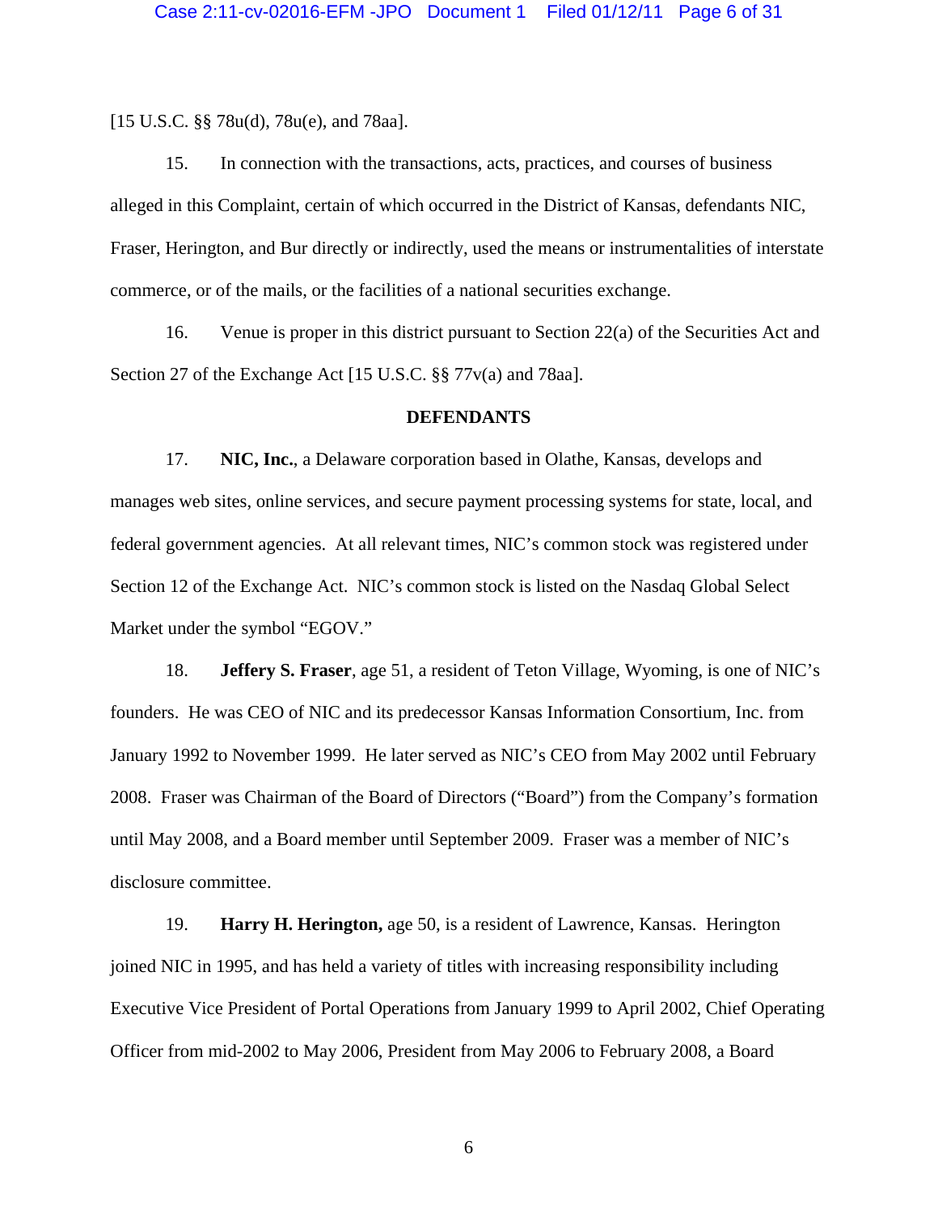[15 U.S.C. §§ 78u(d), 78u(e), and 78aa].

15. In connection with the transactions, acts, practices, and courses of business alleged in this Complaint, certain of which occurred in the District of Kansas, defendants NIC, Fraser, Herington, and Bur directly or indirectly, used the means or instrumentalities of interstate commerce, or of the mails, or the facilities of a national securities exchange.

16. Venue is proper in this district pursuant to Section 22(a) of the Securities Act and Section 27 of the Exchange Act [15 U.S.C. §§ 77v(a) and 78aa].

**DEFENDANTS**

17. **NIC, Inc.**, a Delaware corporation based in Olathe, Kansas, develops and manages web sites, online services, and secure payment processing systems for state, local, and federal government agencies. At all relevant times, NIC's common stock was registered under Section 12 of the Exchange Act. NIC's common stock is listed on the Nasdaq Global Select Market under the symbol "EGOV."

18. **Jeffery S. Fraser**, age 51, a resident of Teton Village, Wyoming, is one of NIC's founders. He was CEO of NIC and its predecessor Kansas Information Consortium, Inc. from January 1992 to November 1999. He later served as NIC's CEO from May 2002 until February 2008. Fraser was Chairman of the Board of Directors ("Board") from the Company's formation until May 2008, and a Board member until September 2009. Fraser was a member of NIC's disclosure committee.

19. **Harry H. Herington,** age 50, is a resident of Lawrence, Kansas. Herington joined NIC in 1995, and has held a variety of titles with increasing responsibility including Executive Vice President of Portal Operations from January 1999 to April 2002, Chief Operating Officer from mid-2002 to May 2006, President from May 2006 to February 2008, a Board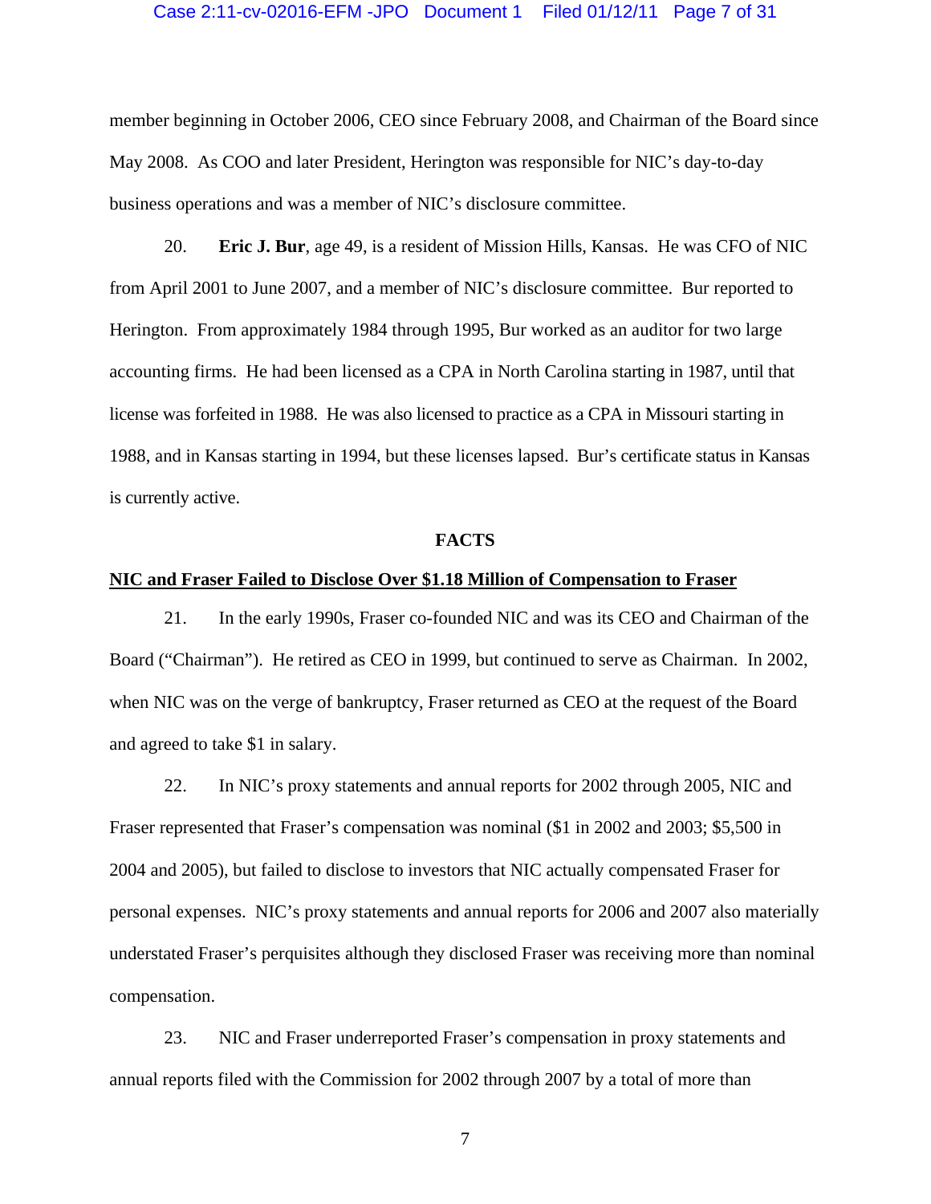member beginning in October 2006, CEO since February 2008, and Chairman of the Board since May 2008. As COO and later President, Herington was responsible for NIC's day-to-day business operations and was a member of NIC's disclosure committee.

20. **Eric J. Bur**, age 49, is a resident of Mission Hills, Kansas. He was CFO of NIC from April 2001 to June 2007, and a member of NIC's disclosure committee. Bur reported to Herington. From approximately 1984 through 1995, Bur worked as an auditor for two large accounting firms. He had been licensed as a CPA in North Carolina starting in 1987, until that license was forfeited in 1988. He was also licensed to practice as a CPA in Missouri starting in 1988, and in Kansas starting in 1994, but these licenses lapsed. Bur's certificate status in Kansas is currently active.

## FACTS

**NIC and Fraser Failed to Disclose Over $1.18 Million of Compensation to Fraser**

21. In the early 1990s, Fraser co-founded NIC and was its CEO and Chairman of the Board ("Chairman"). He retired as CEO in 1999, but continued to serve as Chairman. In 2002, when NIC was on the verge of bankruptcy, Fraser returned as CEO at the request of the Board and agreed to take $1 in salary.

22. In NIC's proxy statements and annual reports for 2002 through 2005, NIC and Fraser represented that Fraser's compensation was nominal ($1 in 2002 and 2003; $5,500 in 2004 and 2005), but failed to disclose to investors that NIC actually compensated Fraser for personal expenses. NIC's proxy statements and annual reports for 2006 and 2007 also materially understated Fraser's perquisites although they disclosed Fraser was receiving more than nominal compensation.

23. NIC and Fraser underreported Fraser's compensation in proxy statements and annual reports filed with the Commission for 2002 through 2007 by a total of more than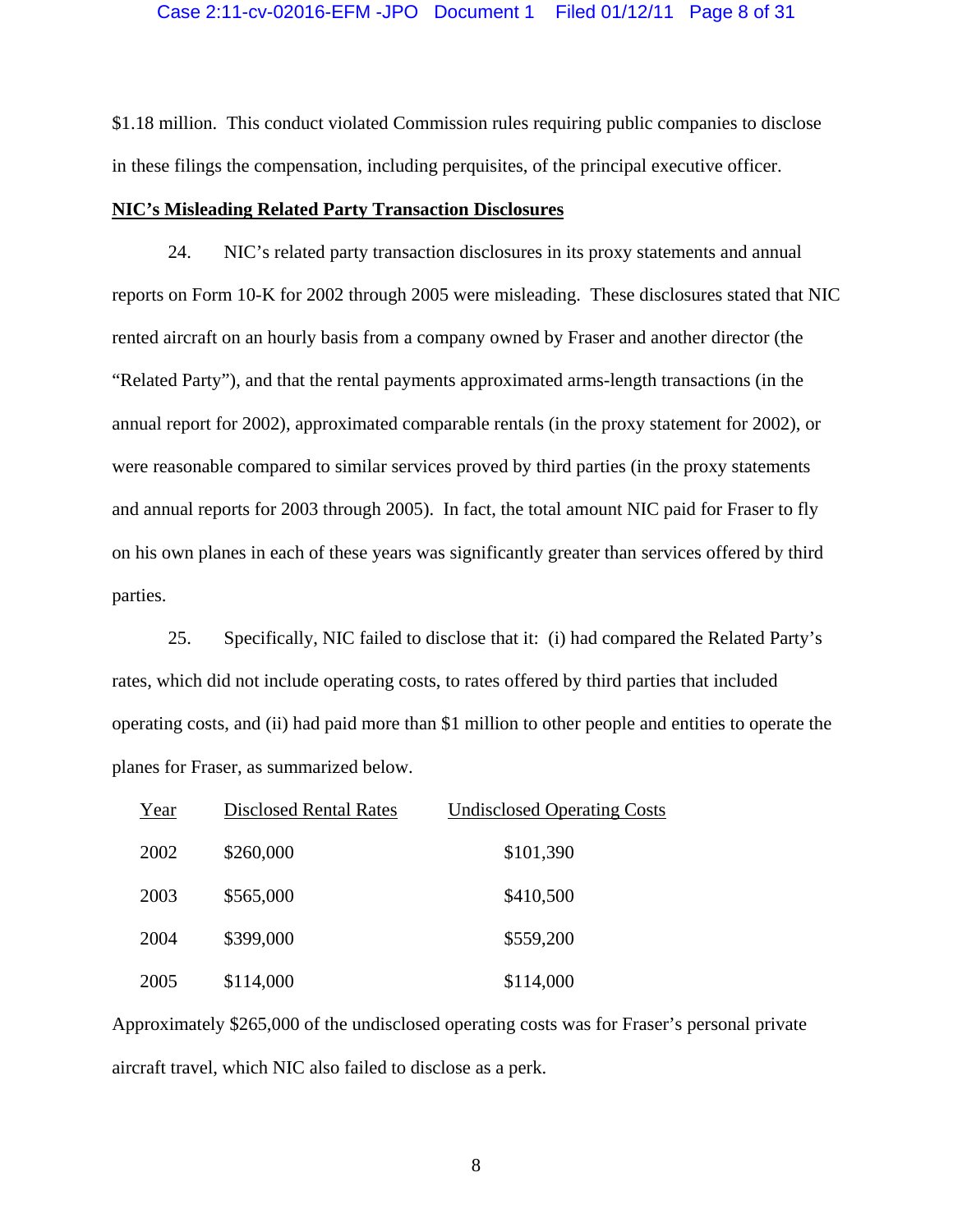$1.18 million. This conduct violated Commission rules requiring public companies to disclose in these filings the compensation, including perquisites, of the principal executive officer.

**NIC's Misleading Related Party Transaction Disclosures**

24. NIC's related party transaction disclosures in its proxy statements and annual reports on Form 10-K for 2002 through 2005 were misleading. These disclosures stated that NIC rented aircraft on an hourly basis from a company owned by Fraser and another director (the "Related Party"), and that the rental payments approximated arms-length transactions (in the annual report for 2002), approximated comparable rentals (in the proxy statement for 2002), or were reasonable compared to similar services proved by third parties (in the proxy statements and annual reports for 2003 through 2005). In fact, the total amount NIC paid for Fraser to fly on his own planes in each of these years was significantly greater than services offered by third parties.

25. Specifically, NIC failed to disclose that it: (i) had compared the Related Party's rates, which did not include operating costs, to rates offered by third parties that included operating costs, and (ii) had paid more than $1 million to other people and entities to operate the planes for Fraser, as summarized below.

| Year | Disclosed Rental Rates | Undisclosed Operating Costs |
|---|---|---|
| 2002 | $260,000 | $101,390 |
| 2003 | $565,000 | $410,500 |
| 2004 | $399,000 | $559,200 |
| 2005 | $114,000 | $114,000 |

Approximately $265,000 of the undisclosed operating costs was for Fraser's personal private aircraft travel, which NIC also failed to disclose as a perk.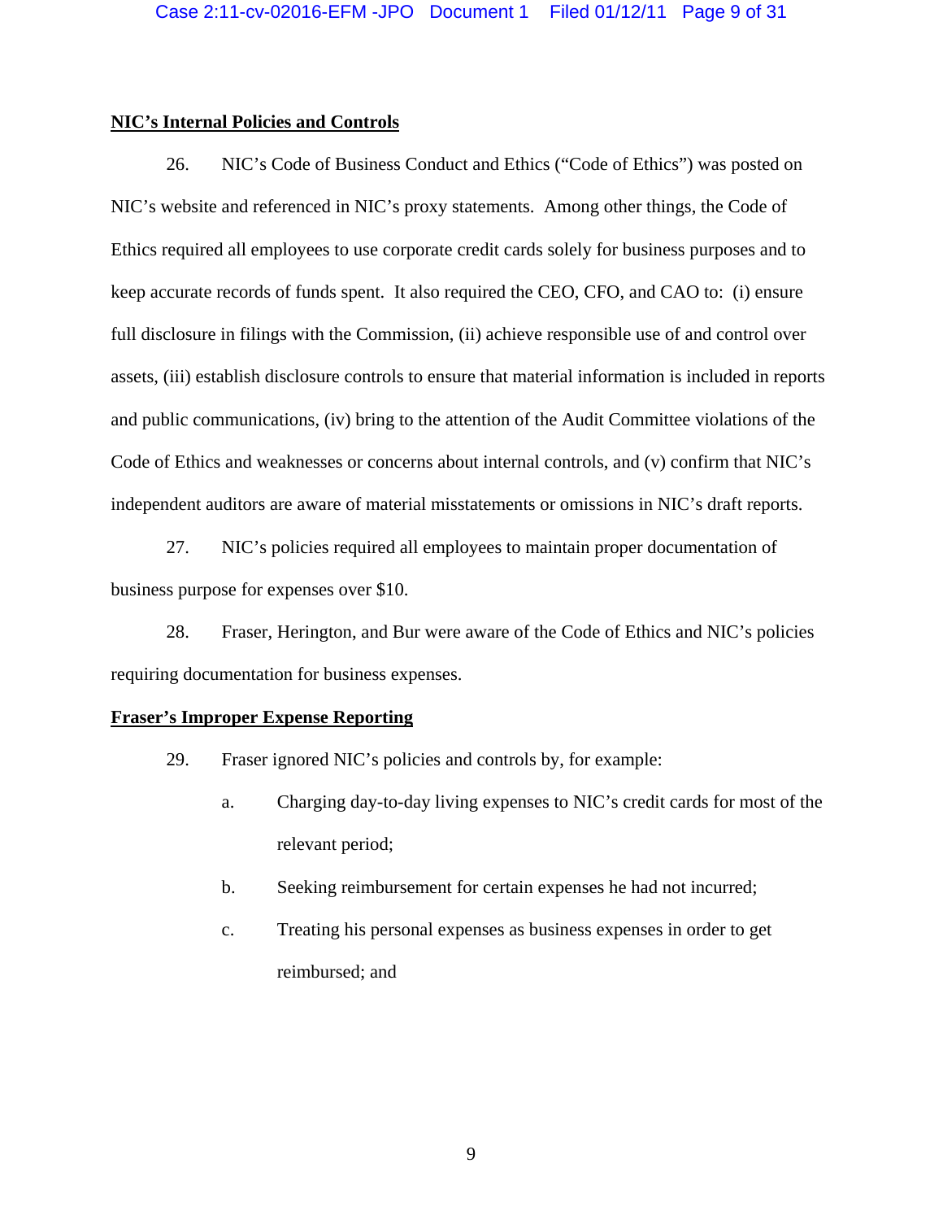**NIC's Internal Policies and Controls**

26. NIC's Code of Business Conduct and Ethics ("Code of Ethics") was posted on NIC's website and referenced in NIC's proxy statements. Among other things, the Code of Ethics required all employees to use corporate credit cards solely for business purposes and to keep accurate records of funds spent. It also required the CEO, CFO, and CAO to: (i) ensure full disclosure in filings with the Commission, (ii) achieve responsible use of and control over assets, (iii) establish disclosure controls to ensure that material information is included in reports and public communications, (iv) bring to the attention of the Audit Committee violations of the Code of Ethics and weaknesses or concerns about internal controls, and (v) confirm that NIC's independent auditors are aware of material misstatements or omissions in NIC's draft reports.

27. NIC's policies required all employees to maintain proper documentation of business purpose for expenses over $10.

28. Fraser, Herington, and Bur were aware of the Code of Ethics and NIC's policies requiring documentation for business expenses.

**Fraser's Improper Expense Reporting**

29. Fraser ignored NIC's policies and controls by, for example:

a. Charging day-to-day living expenses to NIC's credit cards for most of the relevant period;

b. Seeking reimbursement for certain expenses he had not incurred;

c. Treating his personal expenses as business expenses in order to get reimbursed; and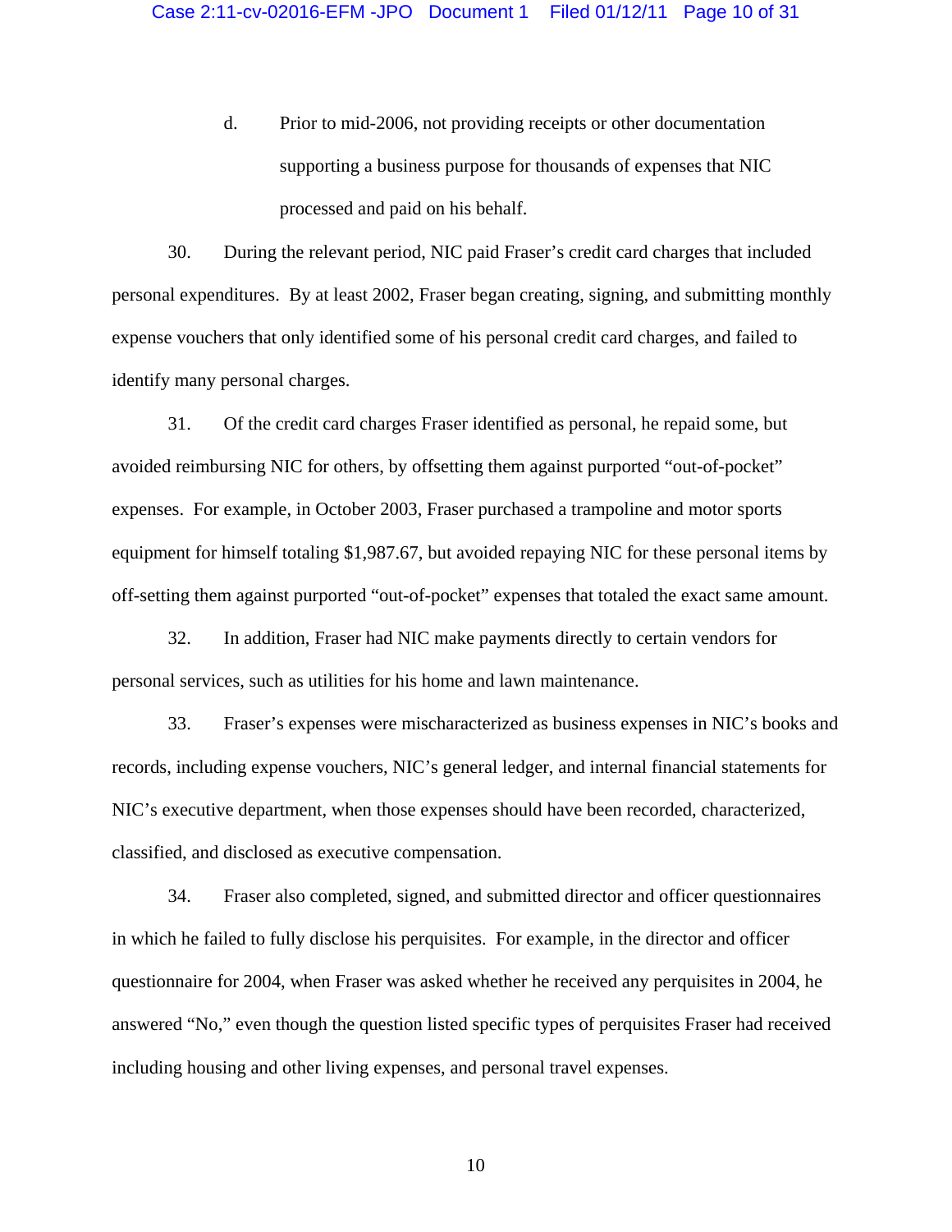d. Prior to mid-2006, not providing receipts or other documentation supporting a business purpose for thousands of expenses that NIC processed and paid on his behalf.

30. During the relevant period, NIC paid Fraser's credit card charges that included personal expenditures. By at least 2002, Fraser began creating, signing, and submitting monthly expense vouchers that only identified some of his personal credit card charges, and failed to identify many personal charges.

31. Of the credit card charges Fraser identified as personal, he repaid some, but avoided reimbursing NIC for others, by offsetting them against purported "out-of-pocket" expenses. For example, in October 2003, Fraser purchased a trampoline and motor sports equipment for himself totaling $1,987.67, but avoided repaying NIC for these personal items by off-setting them against purported "out-of-pocket" expenses that totaled the exact same amount.

32. In addition, Fraser had NIC make payments directly to certain vendors for personal services, such as utilities for his home and lawn maintenance.

33. Fraser's expenses were mischaracterized as business expenses in NIC's books and records, including expense vouchers, NIC's general ledger, and internal financial statements for NIC's executive department, when those expenses should have been recorded, characterized, classified, and disclosed as executive compensation.

34. Fraser also completed, signed, and submitted director and officer questionnaires in which he failed to fully disclose his perquisites. For example, in the director and officer questionnaire for 2004, when Fraser was asked whether he received any perquisites in 2004, he answered "No," even though the question listed specific types of perquisites Fraser had received including housing and other living expenses, and personal travel expenses.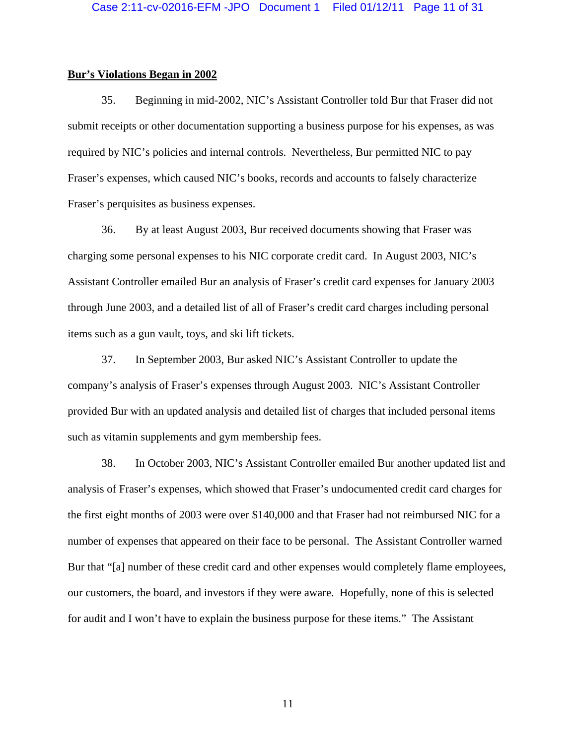**<u>Bur's Violations Began in 2002</u>**

35. Beginning in mid-2002, NIC's Assistant Controller told Bur that Fraser did not submit receipts or other documentation supporting a business purpose for his expenses, as was required by NIC's policies and internal controls. Nevertheless, Bur permitted NIC to pay Fraser's expenses, which caused NIC's books, records and accounts to falsely characterize Fraser's perquisites as business expenses.

36. By at least August 2003, Bur received documents showing that Fraser was charging some personal expenses to his NIC corporate credit card. In August 2003, NIC's Assistant Controller emailed Bur an analysis of Fraser's credit card expenses for January 2003 through June 2003, and a detailed list of all of Fraser's credit card charges including personal items such as a gun vault, toys, and ski lift tickets.

37. In September 2003, Bur asked NIC's Assistant Controller to update the company's analysis of Fraser's expenses through August 2003. NIC's Assistant Controller provided Bur with an updated analysis and detailed list of charges that included personal items such as vitamin supplements and gym membership fees.

38. In October 2003, NIC's Assistant Controller emailed Bur another updated list and analysis of Fraser's expenses, which showed that Fraser's undocumented credit card charges for the first eight months of 2003 were over $140,000 and that Fraser had not reimbursed NIC for a number of expenses that appeared on their face to be personal. The Assistant Controller warned Bur that "[a] number of these credit card and other expenses would completely flame employees, our customers, the board, and investors if they were aware. Hopefully, none of this is selected for audit and I won't have to explain the business purpose for these items." The Assistant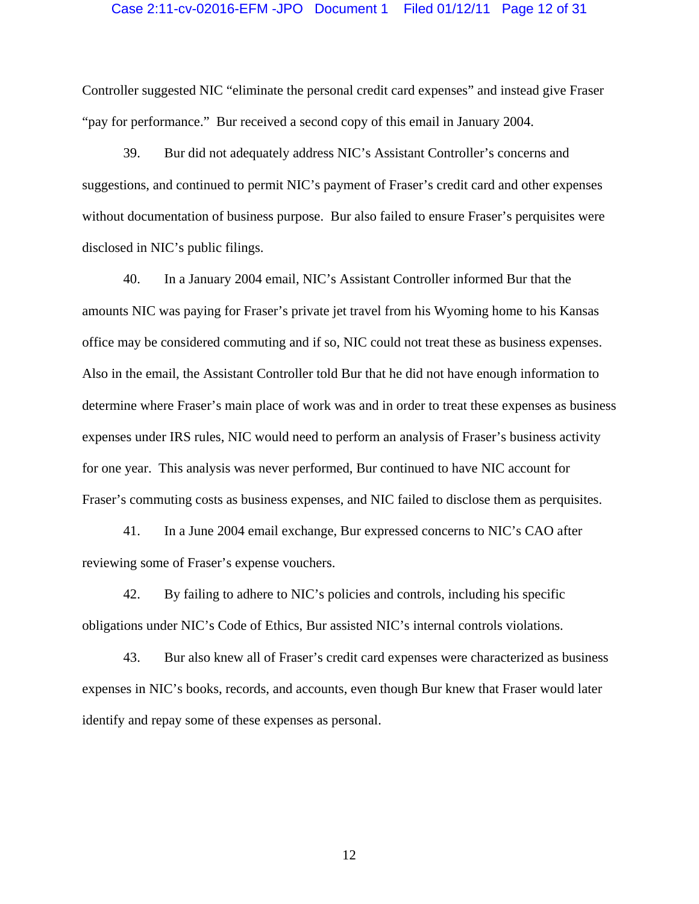Controller suggested NIC "eliminate the personal credit card expenses" and instead give Fraser "pay for performance." Bur received a second copy of this email in January 2004.

39. Bur did not adequately address NIC's Assistant Controller's concerns and suggestions, and continued to permit NIC's payment of Fraser's credit card and other expenses without documentation of business purpose. Bur also failed to ensure Fraser's perquisites were disclosed in NIC's public filings.

40. In a January 2004 email, NIC's Assistant Controller informed Bur that the amounts NIC was paying for Fraser's private jet travel from his Wyoming home to his Kansas office may be considered commuting and if so, NIC could not treat these as business expenses. Also in the email, the Assistant Controller told Bur that he did not have enough information to determine where Fraser's main place of work was and in order to treat these expenses as business expenses under IRS rules, NIC would need to perform an analysis of Fraser's business activity for one year. This analysis was never performed, Bur continued to have NIC account for Fraser's commuting costs as business expenses, and NIC failed to disclose them as perquisites.

41. In a June 2004 email exchange, Bur expressed concerns to NIC's CAO after reviewing some of Fraser's expense vouchers.

42. By failing to adhere to NIC's policies and controls, including his specific obligations under NIC's Code of Ethics, Bur assisted NIC's internal controls violations.

43. Bur also knew all of Fraser's credit card expenses were characterized as business expenses in NIC's books, records, and accounts, even though Bur knew that Fraser would later identify and repay some of these expenses as personal.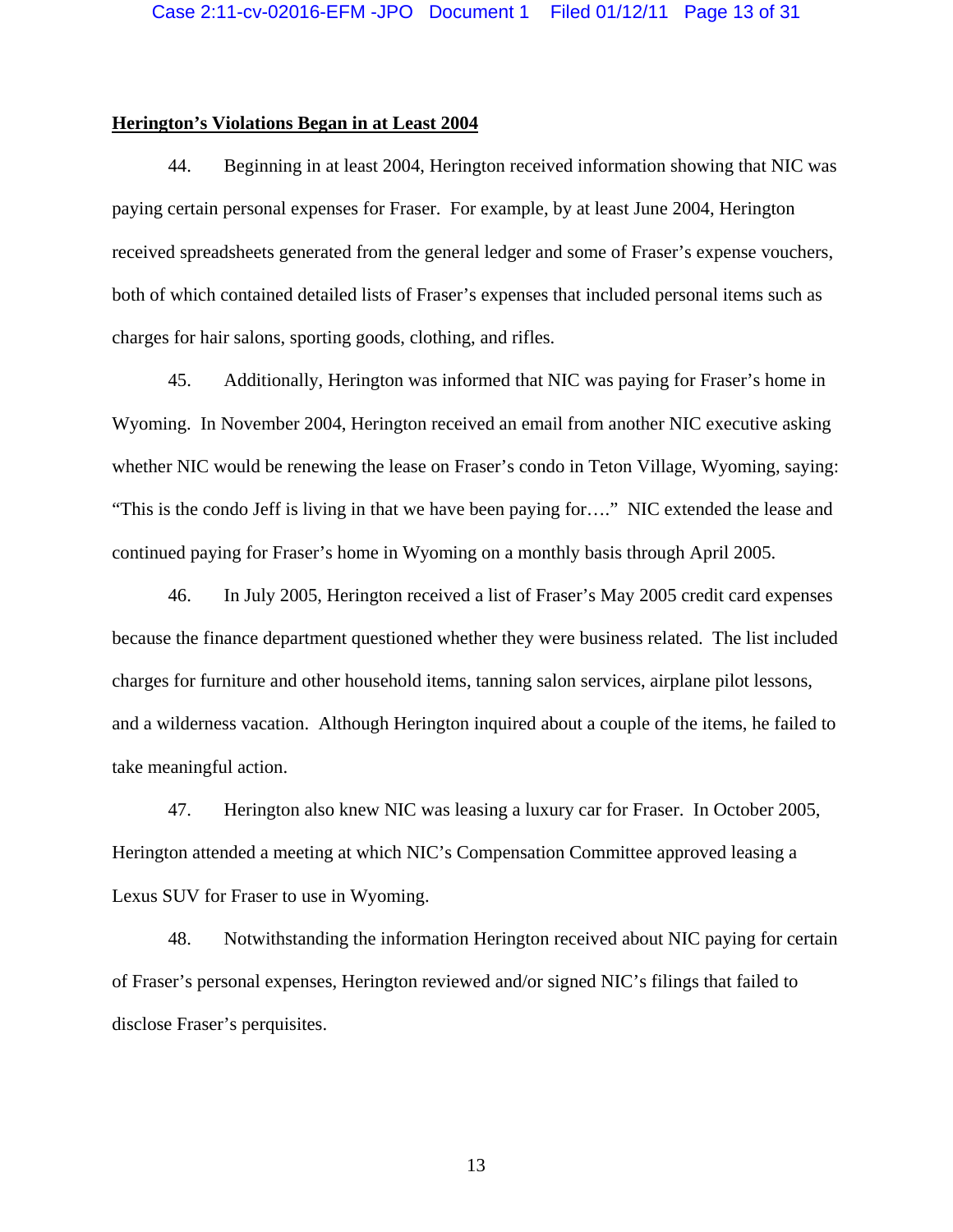**Herington's Violations Began in at Least 2004**

44. Beginning in at least 2004, Herington received information showing that NIC was paying certain personal expenses for Fraser. For example, by at least June 2004, Herington received spreadsheets generated from the general ledger and some of Fraser's expense vouchers, both of which contained detailed lists of Fraser's expenses that included personal items such as charges for hair salons, sporting goods, clothing, and rifles.

45. Additionally, Herington was informed that NIC was paying for Fraser's home in Wyoming. In November 2004, Herington received an email from another NIC executive asking whether NIC would be renewing the lease on Fraser's condo in Teton Village, Wyoming, saying: "This is the condo Jeff is living in that we have been paying for…." NIC extended the lease and continued paying for Fraser's home in Wyoming on a monthly basis through April 2005.

46. In July 2005, Herington received a list of Fraser's May 2005 credit card expenses because the finance department questioned whether they were business related. The list included charges for furniture and other household items, tanning salon services, airplane pilot lessons, and a wilderness vacation. Although Herington inquired about a couple of the items, he failed to take meaningful action.

47. Herington also knew NIC was leasing a luxury car for Fraser. In October 2005, Herington attended a meeting at which NIC's Compensation Committee approved leasing a Lexus SUV for Fraser to use in Wyoming.

48. Notwithstanding the information Herington received about NIC paying for certain of Fraser's personal expenses, Herington reviewed and/or signed NIC's filings that failed to disclose Fraser's perquisites.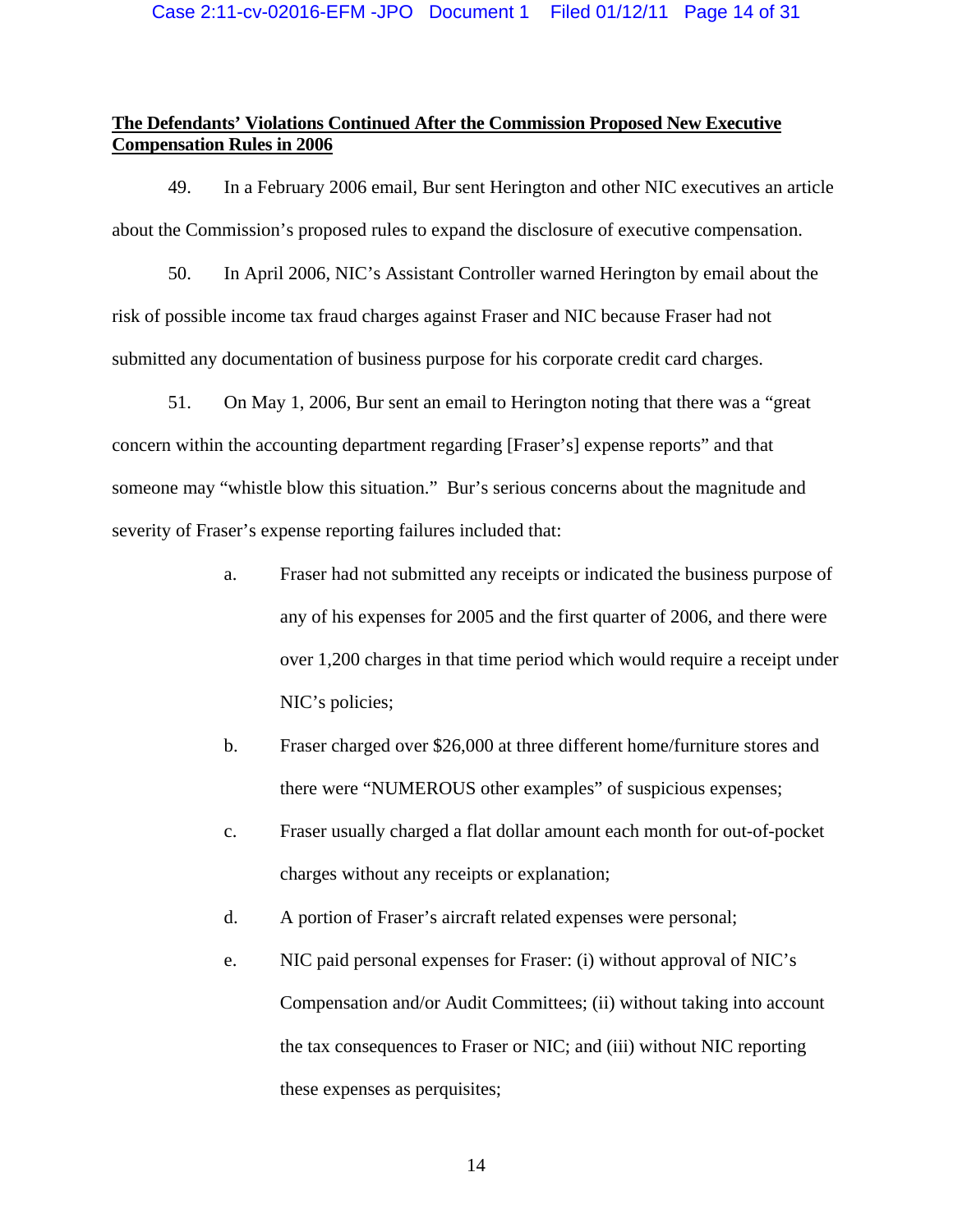**The Defendants' Violations Continued After the Commission Proposed New Executive Compensation Rules in 2006**

49. In a February 2006 email, Bur sent Herington and other NIC executives an article about the Commission's proposed rules to expand the disclosure of executive compensation.

50. In April 2006, NIC's Assistant Controller warned Herington by email about the risk of possible income tax fraud charges against Fraser and NIC because Fraser had not submitted any documentation of business purpose for his corporate credit card charges.

51. On May 1, 2006, Bur sent an email to Herington noting that there was a "great concern within the accounting department regarding [Fraser's] expense reports" and that someone may "whistle blow this situation." Bur's serious concerns about the magnitude and severity of Fraser's expense reporting failures included that:

a. Fraser had not submitted any receipts or indicated the business purpose of any of his expenses for 2005 and the first quarter of 2006, and there were over 1,200 charges in that time period which would require a receipt under NIC's policies;

b. Fraser charged over $26,000 at three different home/furniture stores and there were "NUMEROUS other examples" of suspicious expenses;

c. Fraser usually charged a flat dollar amount each month for out-of-pocket charges without any receipts or explanation;

d. A portion of Fraser's aircraft related expenses were personal;

e. NIC paid personal expenses for Fraser: (i) without approval of NIC's Compensation and/or Audit Committees; (ii) without taking into account the tax consequences to Fraser or NIC; and (iii) without NIC reporting these expenses as perquisites;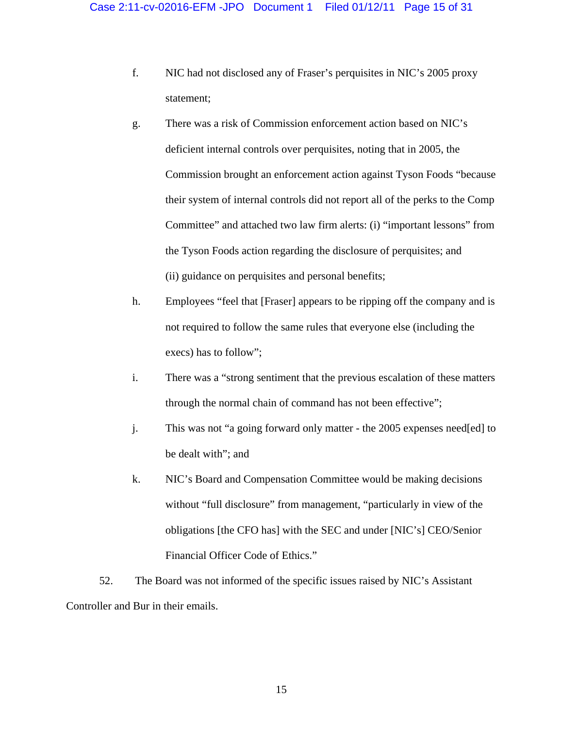f. NIC had not disclosed any of Fraser's perquisites in NIC's 2005 proxy statement;

g. There was a risk of Commission enforcement action based on NIC's deficient internal controls over perquisites, noting that in 2005, the Commission brought an enforcement action against Tyson Foods "because their system of internal controls did not report all of the perks to the Comp Committee" and attached two law firm alerts: (i) "important lessons" from the Tyson Foods action regarding the disclosure of perquisites; and (ii) guidance on perquisites and personal benefits;

h. Employees "feel that [Fraser] appears to be ripping off the company and is not required to follow the same rules that everyone else (including the execs) has to follow";

i. There was a "strong sentiment that the previous escalation of these matters through the normal chain of command has not been effective";

j. This was not "a going forward only matter - the 2005 expenses need[ed] to be dealt with"; and

k. NIC's Board and Compensation Committee would be making decisions without "full disclosure" from management, "particularly in view of the obligations [the CFO has] with the SEC and under [NIC's] CEO/Senior Financial Officer Code of Ethics."

52. The Board was not informed of the specific issues raised by NIC's Assistant Controller and Bur in their emails.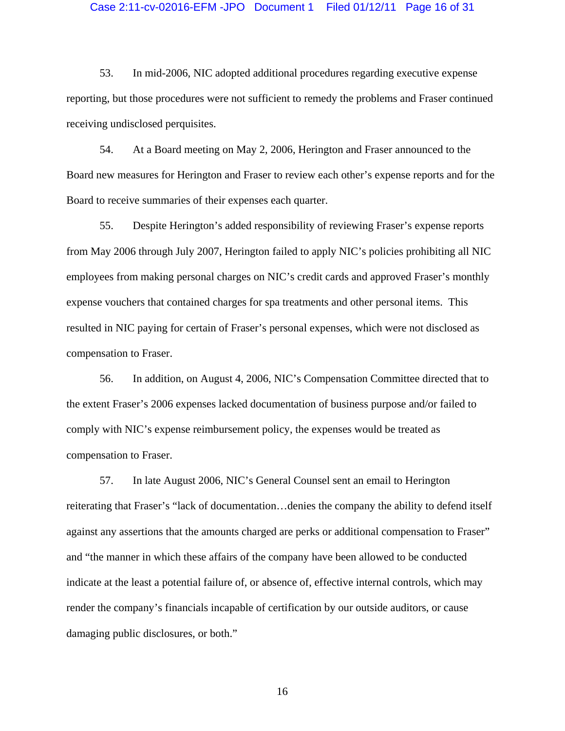53. In mid-2006, NIC adopted additional procedures regarding executive expense reporting, but those procedures were not sufficient to remedy the problems and Fraser continued receiving undisclosed perquisites.

54. At a Board meeting on May 2, 2006, Herington and Fraser announced to the Board new measures for Herington and Fraser to review each other's expense reports and for the Board to receive summaries of their expenses each quarter.

55. Despite Herington's added responsibility of reviewing Fraser's expense reports from May 2006 through July 2007, Herington failed to apply NIC's policies prohibiting all NIC employees from making personal charges on NIC's credit cards and approved Fraser's monthly expense vouchers that contained charges for spa treatments and other personal items. This resulted in NIC paying for certain of Fraser's personal expenses, which were not disclosed as compensation to Fraser.

56. In addition, on August 4, 2006, NIC's Compensation Committee directed that to the extent Fraser's 2006 expenses lacked documentation of business purpose and/or failed to comply with NIC's expense reimbursement policy, the expenses would be treated as compensation to Fraser.

57. In late August 2006, NIC's General Counsel sent an email to Herington reiterating that Fraser's "lack of documentation…denies the company the ability to defend itself against any assertions that the amounts charged are perks or additional compensation to Fraser" and "the manner in which these affairs of the company have been allowed to be conducted indicate at the least a potential failure of, or absence of, effective internal controls, which may render the company's financials incapable of certification by our outside auditors, or cause damaging public disclosures, or both."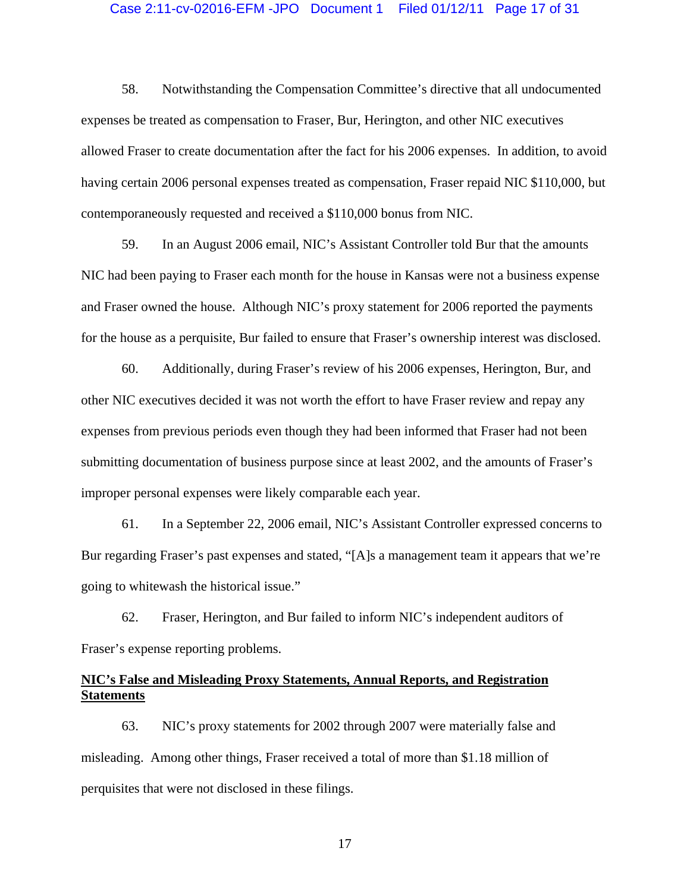58. Notwithstanding the Compensation Committee's directive that all undocumented expenses be treated as compensation to Fraser, Bur, Herington, and other NIC executives allowed Fraser to create documentation after the fact for his 2006 expenses. In addition, to avoid having certain 2006 personal expenses treated as compensation, Fraser repaid NIC $110,000, but contemporaneously requested and received a $110,000 bonus from NIC.

59. In an August 2006 email, NIC's Assistant Controller told Bur that the amounts NIC had been paying to Fraser each month for the house in Kansas were not a business expense and Fraser owned the house. Although NIC's proxy statement for 2006 reported the payments for the house as a perquisite, Bur failed to ensure that Fraser's ownership interest was disclosed.

60. Additionally, during Fraser's review of his 2006 expenses, Herington, Bur, and other NIC executives decided it was not worth the effort to have Fraser review and repay any expenses from previous periods even though they had been informed that Fraser had not been submitting documentation of business purpose since at least 2002, and the amounts of Fraser's improper personal expenses were likely comparable each year.

61. In a September 22, 2006 email, NIC's Assistant Controller expressed concerns to Bur regarding Fraser's past expenses and stated, "[A]s a management team it appears that we're going to whitewash the historical issue."

62. Fraser, Herington, and Bur failed to inform NIC's independent auditors of Fraser's expense reporting problems.

**<u>NIC's False and Misleading Proxy Statements, Annual Reports, and Registration Statements</u>**

63. NIC's proxy statements for 2002 through 2007 were materially false and misleading. Among other things, Fraser received a total of more than $1.18 million of perquisites that were not disclosed in these filings.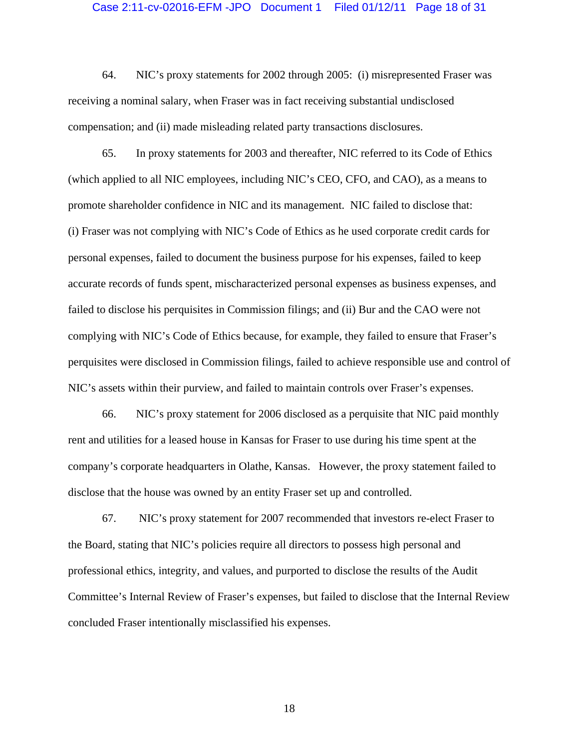64. NIC's proxy statements for 2002 through 2005: (i) misrepresented Fraser was receiving a nominal salary, when Fraser was in fact receiving substantial undisclosed compensation; and (ii) made misleading related party transactions disclosures.

65. In proxy statements for 2003 and thereafter, NIC referred to its Code of Ethics (which applied to all NIC employees, including NIC's CEO, CFO, and CAO), as a means to promote shareholder confidence in NIC and its management. NIC failed to disclose that: (i) Fraser was not complying with NIC's Code of Ethics as he used corporate credit cards for personal expenses, failed to document the business purpose for his expenses, failed to keep accurate records of funds spent, mischaracterized personal expenses as business expenses, and failed to disclose his perquisites in Commission filings; and (ii) Bur and the CAO were not complying with NIC's Code of Ethics because, for example, they failed to ensure that Fraser's perquisites were disclosed in Commission filings, failed to achieve responsible use and control of NIC's assets within their purview, and failed to maintain controls over Fraser's expenses.

66. NIC's proxy statement for 2006 disclosed as a perquisite that NIC paid monthly rent and utilities for a leased house in Kansas for Fraser to use during his time spent at the company's corporate headquarters in Olathe, Kansas. However, the proxy statement failed to disclose that the house was owned by an entity Fraser set up and controlled.

67. NIC's proxy statement for 2007 recommended that investors re-elect Fraser to the Board, stating that NIC's policies require all directors to possess high personal and professional ethics, integrity, and values, and purported to disclose the results of the Audit Committee's Internal Review of Fraser's expenses, but failed to disclose that the Internal Review concluded Fraser intentionally misclassified his expenses.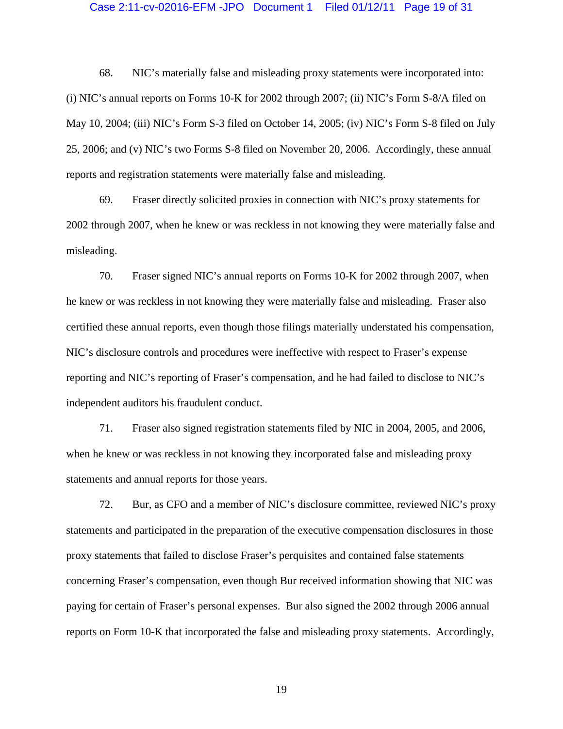68. NIC's materially false and misleading proxy statements were incorporated into: (i) NIC's annual reports on Forms 10-K for 2002 through 2007; (ii) NIC's Form S-8/A filed on May 10, 2004; (iii) NIC's Form S-3 filed on October 14, 2005; (iv) NIC's Form S-8 filed on July 25, 2006; and (v) NIC's two Forms S-8 filed on November 20, 2006. Accordingly, these annual reports and registration statements were materially false and misleading.

69. Fraser directly solicited proxies in connection with NIC's proxy statements for 2002 through 2007, when he knew or was reckless in not knowing they were materially false and misleading.

70. Fraser signed NIC's annual reports on Forms 10-K for 2002 through 2007, when he knew or was reckless in not knowing they were materially false and misleading. Fraser also certified these annual reports, even though those filings materially understated his compensation, NIC's disclosure controls and procedures were ineffective with respect to Fraser's expense reporting and NIC's reporting of Fraser's compensation, and he had failed to disclose to NIC's independent auditors his fraudulent conduct.

71. Fraser also signed registration statements filed by NIC in 2004, 2005, and 2006, when he knew or was reckless in not knowing they incorporated false and misleading proxy statements and annual reports for those years.

72. Bur, as CFO and a member of NIC's disclosure committee, reviewed NIC's proxy statements and participated in the preparation of the executive compensation disclosures in those proxy statements that failed to disclose Fraser's perquisites and contained false statements concerning Fraser's compensation, even though Bur received information showing that NIC was paying for certain of Fraser's personal expenses. Bur also signed the 2002 through 2006 annual reports on Form 10-K that incorporated the false and misleading proxy statements. Accordingly,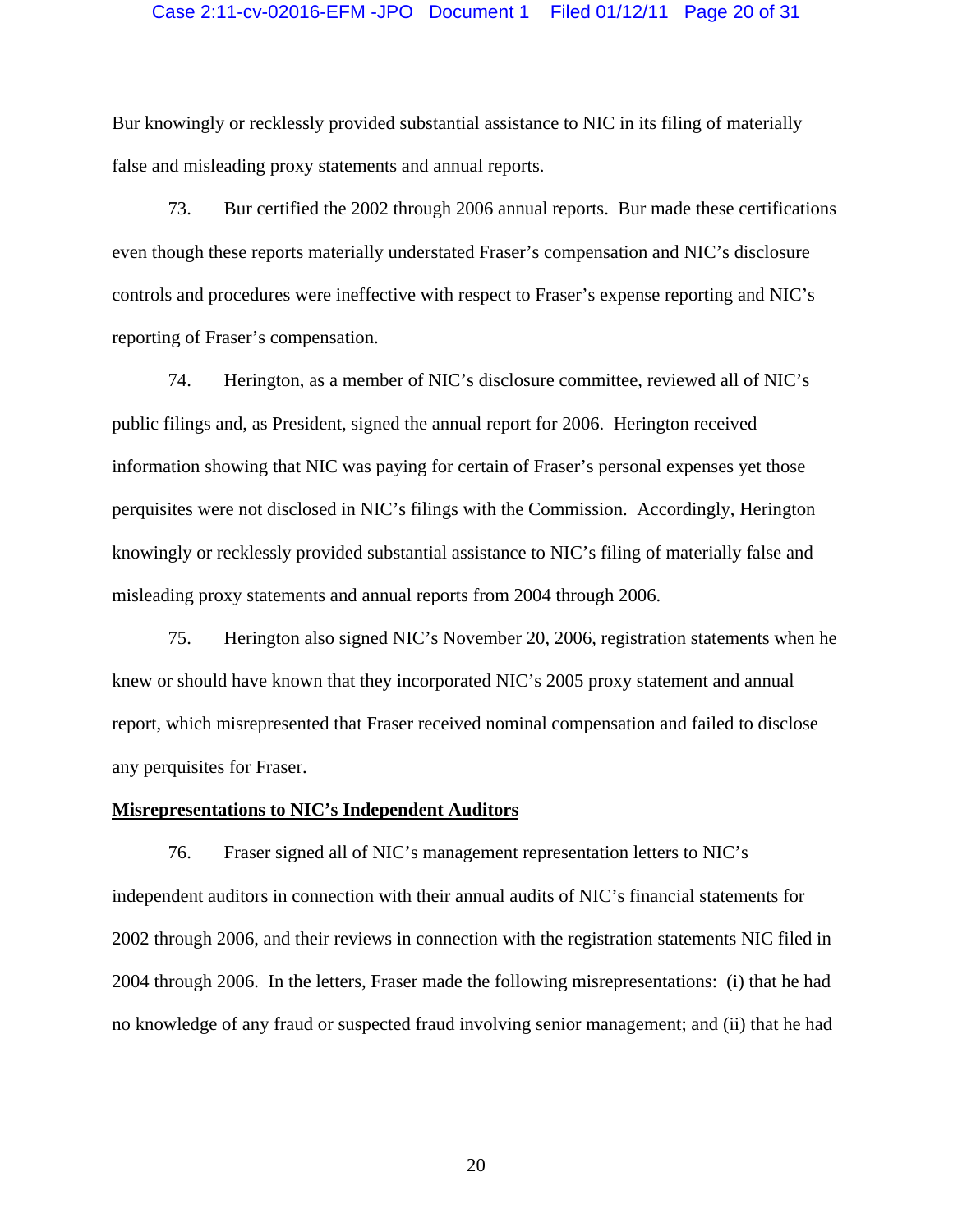Bur knowingly or recklessly provided substantial assistance to NIC in its filing of materially false and misleading proxy statements and annual reports.

73. Bur certified the 2002 through 2006 annual reports. Bur made these certifications even though these reports materially understated Fraser's compensation and NIC's disclosure controls and procedures were ineffective with respect to Fraser's expense reporting and NIC's reporting of Fraser's compensation.

74. Herington, as a member of NIC's disclosure committee, reviewed all of NIC's public filings and, as President, signed the annual report for 2006. Herington received information showing that NIC was paying for certain of Fraser's personal expenses yet those perquisites were not disclosed in NIC's filings with the Commission. Accordingly, Herington knowingly or recklessly provided substantial assistance to NIC's filing of materially false and misleading proxy statements and annual reports from 2004 through 2006.

75. Herington also signed NIC's November 20, 2006, registration statements when he knew or should have known that they incorporated NIC's 2005 proxy statement and annual report, which misrepresented that Fraser received nominal compensation and failed to disclose any perquisites for Fraser.

**Misrepresentations to NIC's Independent Auditors**

76. Fraser signed all of NIC's management representation letters to NIC's independent auditors in connection with their annual audits of NIC's financial statements for 2002 through 2006, and their reviews in connection with the registration statements NIC filed in 2004 through 2006. In the letters, Fraser made the following misrepresentations: (i) that he had no knowledge of any fraud or suspected fraud involving senior management; and (ii) that he had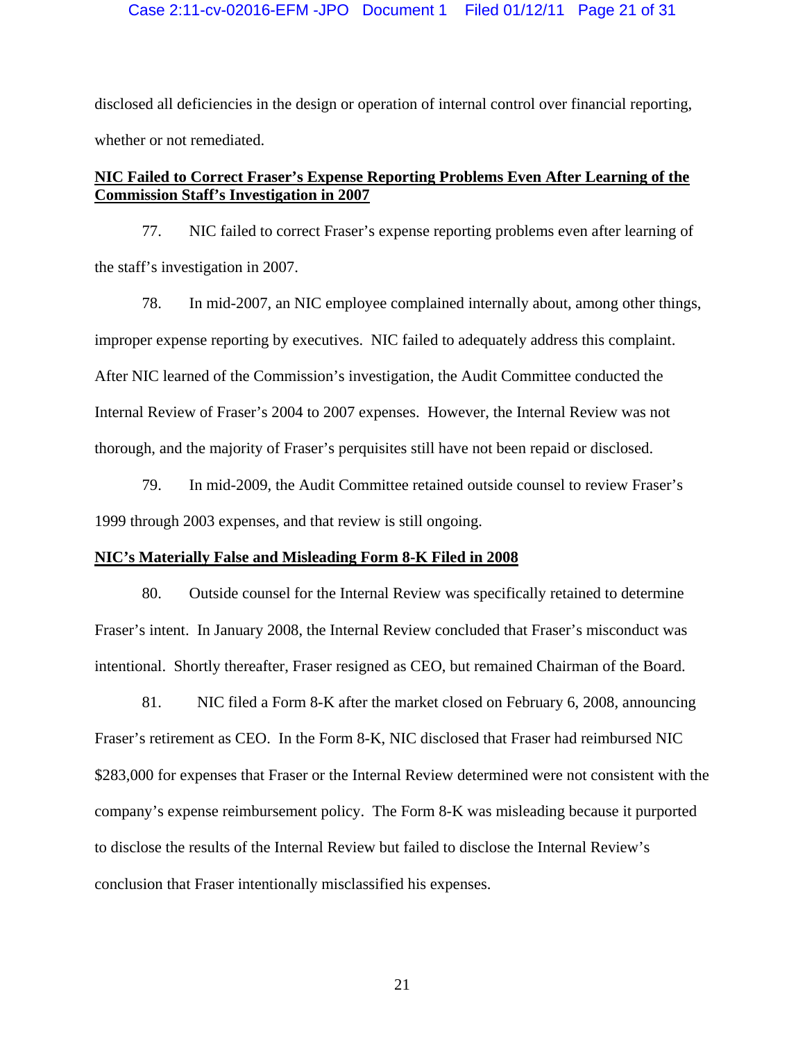disclosed all deficiencies in the design or operation of internal control over financial reporting, whether or not remediated.

**NIC Failed to Correct Fraser's Expense Reporting Problems Even After Learning of the Commission Staff's Investigation in 2007**

77. NIC failed to correct Fraser's expense reporting problems even after learning of the staff's investigation in 2007.

78. In mid-2007, an NIC employee complained internally about, among other things, improper expense reporting by executives. NIC failed to adequately address this complaint. After NIC learned of the Commission's investigation, the Audit Committee conducted the Internal Review of Fraser's 2004 to 2007 expenses. However, the Internal Review was not thorough, and the majority of Fraser's perquisites still have not been repaid or disclosed.

79. In mid-2009, the Audit Committee retained outside counsel to review Fraser's 1999 through 2003 expenses, and that review is still ongoing.

**NIC's Materially False and Misleading Form 8-K Filed in 2008**

80. Outside counsel for the Internal Review was specifically retained to determine Fraser's intent. In January 2008, the Internal Review concluded that Fraser's misconduct was intentional. Shortly thereafter, Fraser resigned as CEO, but remained Chairman of the Board.

81. NIC filed a Form 8-K after the market closed on February 6, 2008, announcing Fraser's retirement as CEO. In the Form 8-K, NIC disclosed that Fraser had reimbursed NIC $283,000 for expenses that Fraser or the Internal Review determined were not consistent with the company's expense reimbursement policy. The Form 8-K was misleading because it purported to disclose the results of the Internal Review but failed to disclose the Internal Review's conclusion that Fraser intentionally misclassified his expenses.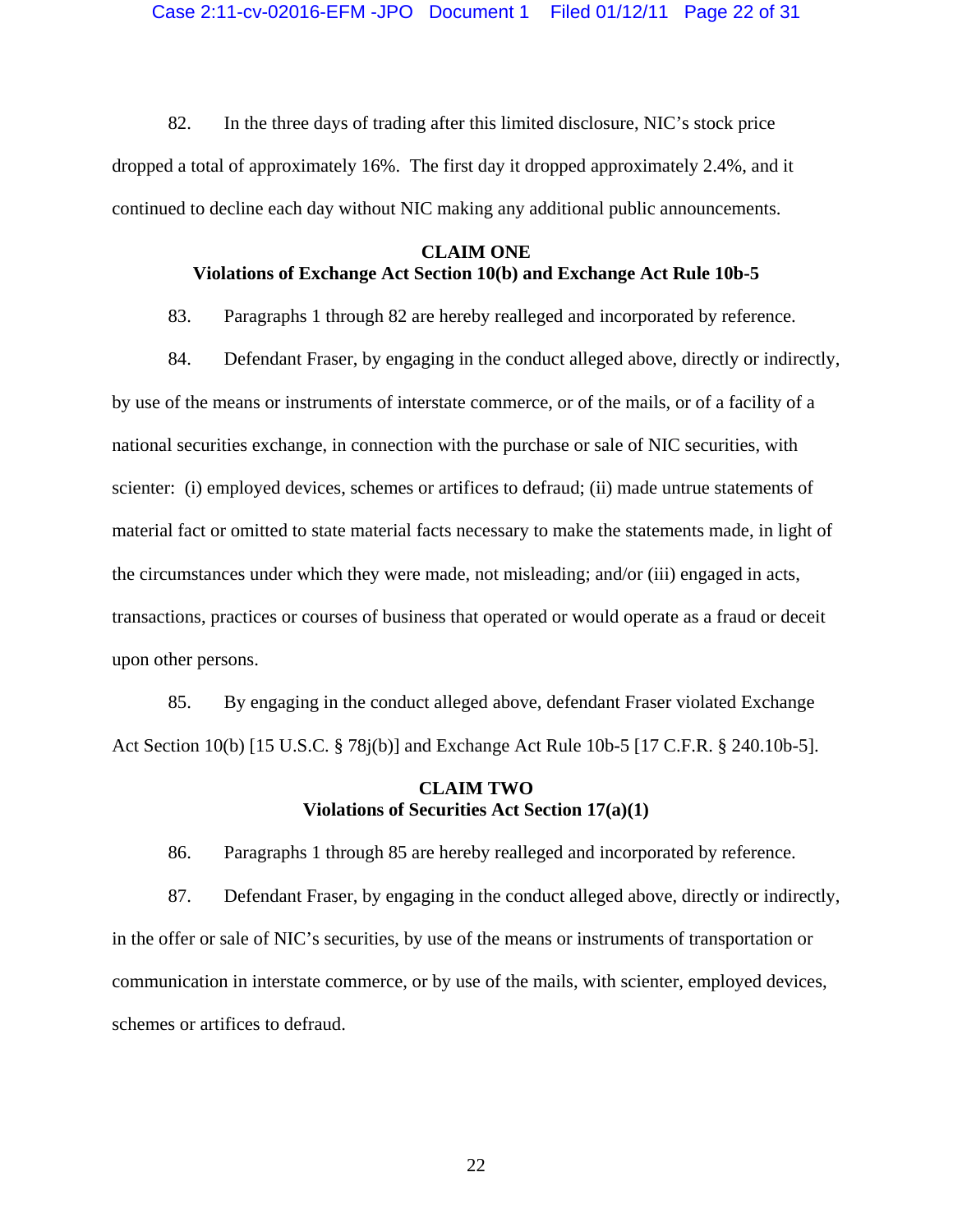82. In the three days of trading after this limited disclosure, NIC's stock price dropped a total of approximately 16%. The first day it dropped approximately 2.4%, and it continued to decline each day without NIC making any additional public announcements.

**CLAIM ONE**
**Violations of Exchange Act Section 10(b) and Exchange Act Rule 10b-5**

83. Paragraphs 1 through 82 are hereby realleged and incorporated by reference.

84. Defendant Fraser, by engaging in the conduct alleged above, directly or indirectly, by use of the means or instruments of interstate commerce, or of the mails, or of a facility of a national securities exchange, in connection with the purchase or sale of NIC securities, with scienter: (i) employed devices, schemes or artifices to defraud; (ii) made untrue statements of material fact or omitted to state material facts necessary to make the statements made, in light of the circumstances under which they were made, not misleading; and/or (iii) engaged in acts, transactions, practices or courses of business that operated or would operate as a fraud or deceit upon other persons.

85. By engaging in the conduct alleged above, defendant Fraser violated Exchange Act Section 10(b) [15 U.S.C. § 78j(b)] and Exchange Act Rule 10b-5 [17 C.F.R. § 240.10b-5].

**CLAIM TWO**
**Violations of Securities Act Section 17(a)(1)**

86. Paragraphs 1 through 85 are hereby realleged and incorporated by reference.

87. Defendant Fraser, by engaging in the conduct alleged above, directly or indirectly, in the offer or sale of NIC's securities, by use of the means or instruments of transportation or communication in interstate commerce, or by use of the mails, with scienter, employed devices, schemes or artifices to defraud.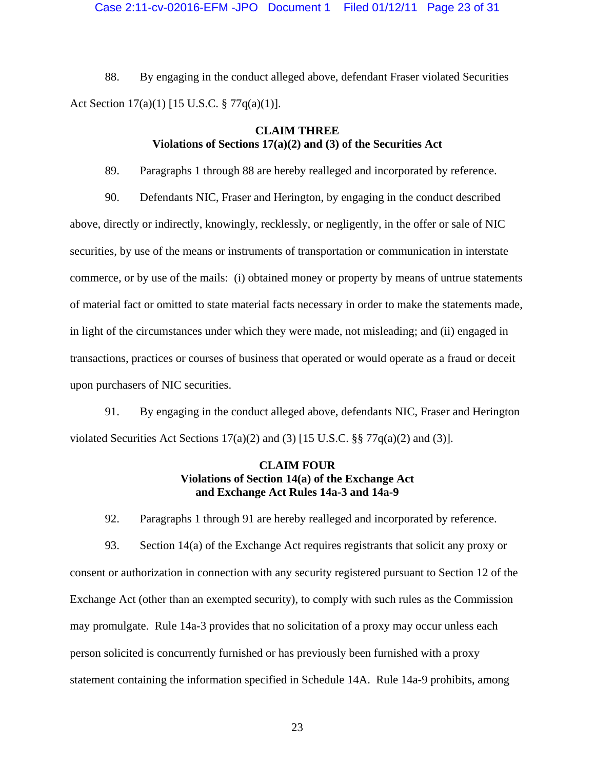88. By engaging in the conduct alleged above, defendant Fraser violated Securities Act Section 17(a)(1) [15 U.S.C. § 77q(a)(1)].

**CLAIM THREE**
**Violations of Sections 17(a)(2) and (3) of the Securities Act**

89. Paragraphs 1 through 88 are hereby realleged and incorporated by reference.

90. Defendants NIC, Fraser and Herington, by engaging in the conduct described above, directly or indirectly, knowingly, recklessly, or negligently, in the offer or sale of NIC securities, by use of the means or instruments of transportation or communication in interstate commerce, or by use of the mails: (i) obtained money or property by means of untrue statements of material fact or omitted to state material facts necessary in order to make the statements made, in light of the circumstances under which they were made, not misleading; and (ii) engaged in transactions, practices or courses of business that operated or would operate as a fraud or deceit upon purchasers of NIC securities.

91. By engaging in the conduct alleged above, defendants NIC, Fraser and Herington violated Securities Act Sections 17(a)(2) and (3) [15 U.S.C. §§ 77q(a)(2) and (3)].

**CLAIM FOUR**
**Violations of Section 14(a) of the Exchange Act**
**and Exchange Act Rules 14a-3 and 14a-9**

92. Paragraphs 1 through 91 are hereby realleged and incorporated by reference.

93. Section 14(a) of the Exchange Act requires registrants that solicit any proxy or consent or authorization in connection with any security registered pursuant to Section 12 of the Exchange Act (other than an exempted security), to comply with such rules as the Commission may promulgate. Rule 14a-3 provides that no solicitation of a proxy may occur unless each person solicited is concurrently furnished or has previously been furnished with a proxy statement containing the information specified in Schedule 14A. Rule 14a-9 prohibits, among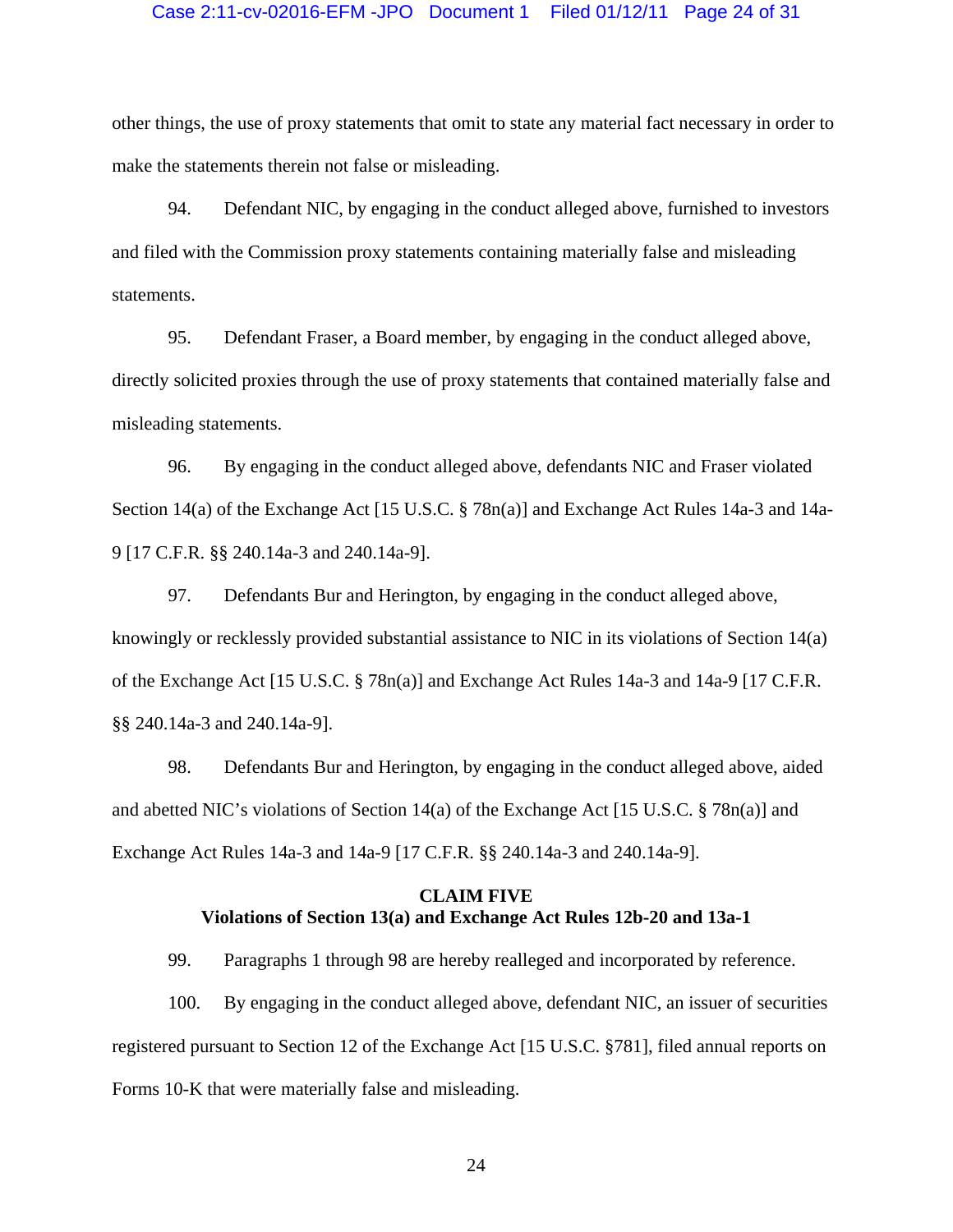other things, the use of proxy statements that omit to state any material fact necessary in order to make the statements therein not false or misleading.

94. Defendant NIC, by engaging in the conduct alleged above, furnished to investors and filed with the Commission proxy statements containing materially false and misleading statements.

95. Defendant Fraser, a Board member, by engaging in the conduct alleged above, directly solicited proxies through the use of proxy statements that contained materially false and misleading statements.

96. By engaging in the conduct alleged above, defendants NIC and Fraser violated Section 14(a) of the Exchange Act [15 U.S.C. § 78n(a)] and Exchange Act Rules 14a-3 and 14a-9 [17 C.F.R. §§ 240.14a-3 and 240.14a-9].

97. Defendants Bur and Herington, by engaging in the conduct alleged above, knowingly or recklessly provided substantial assistance to NIC in its violations of Section 14(a) of the Exchange Act [15 U.S.C. § 78n(a)] and Exchange Act Rules 14a-3 and 14a-9 [17 C.F.R. §§ 240.14a-3 and 240.14a-9].

98. Defendants Bur and Herington, by engaging in the conduct alleged above, aided and abetted NIC's violations of Section 14(a) of the Exchange Act [15 U.S.C. § 78n(a)] and Exchange Act Rules 14a-3 and 14a-9 [17 C.F.R. §§ 240.14a-3 and 240.14a-9].

**CLAIM FIVE**
**Violations of Section 13(a) and Exchange Act Rules 12b-20 and 13a-1**

99. Paragraphs 1 through 98 are hereby realleged and incorporated by reference.

100. By engaging in the conduct alleged above, defendant NIC, an issuer of securities registered pursuant to Section 12 of the Exchange Act [15 U.S.C. §781], filed annual reports on Forms 10-K that were materially false and misleading.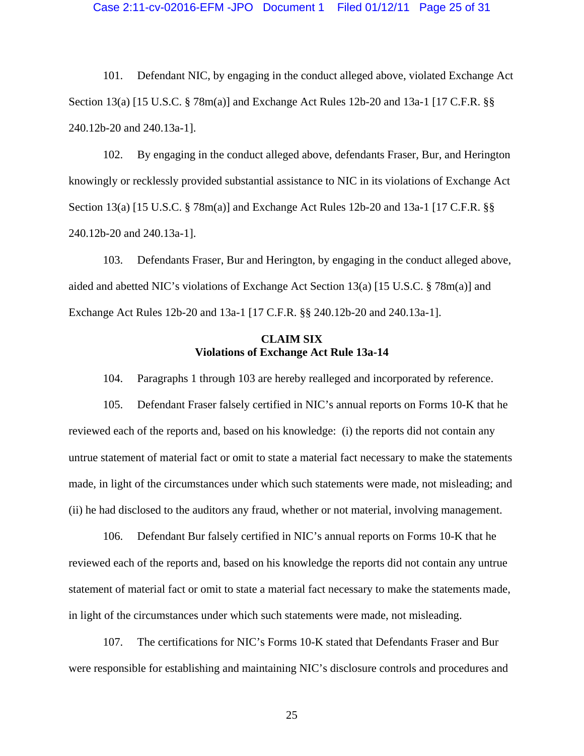101. Defendant NIC, by engaging in the conduct alleged above, violated Exchange Act Section 13(a) [15 U.S.C. § 78m(a)] and Exchange Act Rules 12b-20 and 13a-1 [17 C.F.R. §§ 240.12b-20 and 240.13a-1].

102. By engaging in the conduct alleged above, defendants Fraser, Bur, and Herington knowingly or recklessly provided substantial assistance to NIC in its violations of Exchange Act Section 13(a) [15 U.S.C. § 78m(a)] and Exchange Act Rules 12b-20 and 13a-1 [17 C.F.R. §§ 240.12b-20 and 240.13a-1].

103. Defendants Fraser, Bur and Herington, by engaging in the conduct alleged above, aided and abetted NIC's violations of Exchange Act Section 13(a) [15 U.S.C. § 78m(a)] and Exchange Act Rules 12b-20 and 13a-1 [17 C.F.R. §§ 240.12b-20 and 240.13a-1].

**CLAIM SIX**
**Violations of Exchange Act Rule 13a-14**

104. Paragraphs 1 through 103 are hereby realleged and incorporated by reference.

105. Defendant Fraser falsely certified in NIC's annual reports on Forms 10-K that he reviewed each of the reports and, based on his knowledge: (i) the reports did not contain any untrue statement of material fact or omit to state a material fact necessary to make the statements made, in light of the circumstances under which such statements were made, not misleading; and (ii) he had disclosed to the auditors any fraud, whether or not material, involving management.

106. Defendant Bur falsely certified in NIC's annual reports on Forms 10-K that he reviewed each of the reports and, based on his knowledge the reports did not contain any untrue statement of material fact or omit to state a material fact necessary to make the statements made, in light of the circumstances under which such statements were made, not misleading.

107. The certifications for NIC's Forms 10-K stated that Defendants Fraser and Bur were responsible for establishing and maintaining NIC's disclosure controls and procedures and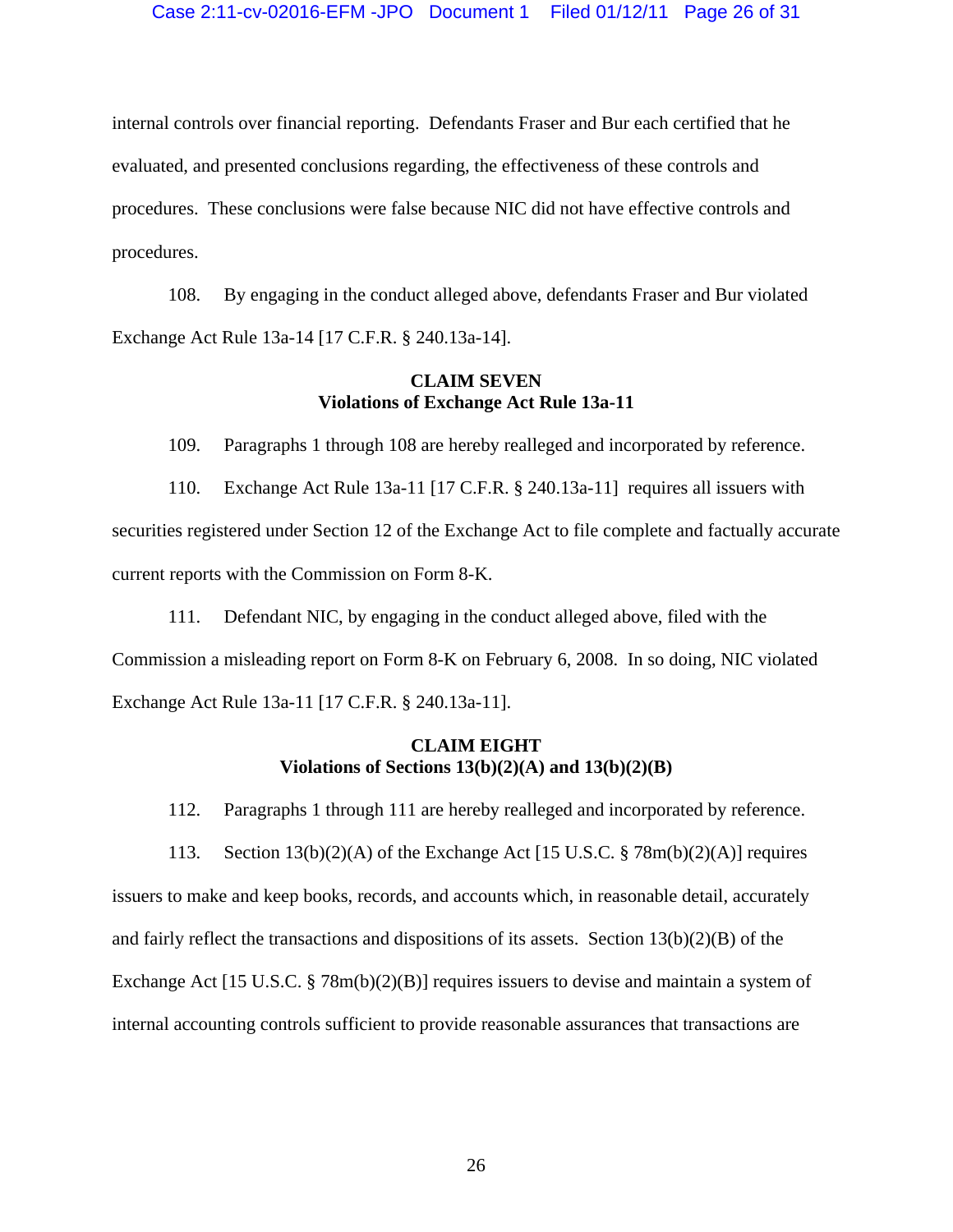internal controls over financial reporting. Defendants Fraser and Bur each certified that he evaluated, and presented conclusions regarding, the effectiveness of these controls and procedures. These conclusions were false because NIC did not have effective controls and procedures.

108. By engaging in the conduct alleged above, defendants Fraser and Bur violated Exchange Act Rule 13a-14 [17 C.F.R. § 240.13a-14].

**CLAIM SEVEN**
**Violations of Exchange Act Rule 13a-11**

109. Paragraphs 1 through 108 are hereby realleged and incorporated by reference.

110. Exchange Act Rule 13a-11 [17 C.F.R. § 240.13a-11] requires all issuers with securities registered under Section 12 of the Exchange Act to file complete and factually accurate current reports with the Commission on Form 8-K.

111. Defendant NIC, by engaging in the conduct alleged above, filed with the Commission a misleading report on Form 8-K on February 6, 2008. In so doing, NIC violated Exchange Act Rule 13a-11 [17 C.F.R. § 240.13a-11].

**CLAIM EIGHT**
**Violations of Sections 13(b)(2)(A) and 13(b)(2)(B)**

112. Paragraphs 1 through 111 are hereby realleged and incorporated by reference.

113. Section 13(b)(2)(A) of the Exchange Act [15 U.S.C. § 78m(b)(2)(A)] requires issuers to make and keep books, records, and accounts which, in reasonable detail, accurately and fairly reflect the transactions and dispositions of its assets. Section 13(b)(2)(B) of the Exchange Act [15 U.S.C. § 78m(b)(2)(B)] requires issuers to devise and maintain a system of internal accounting controls sufficient to provide reasonable assurances that transactions are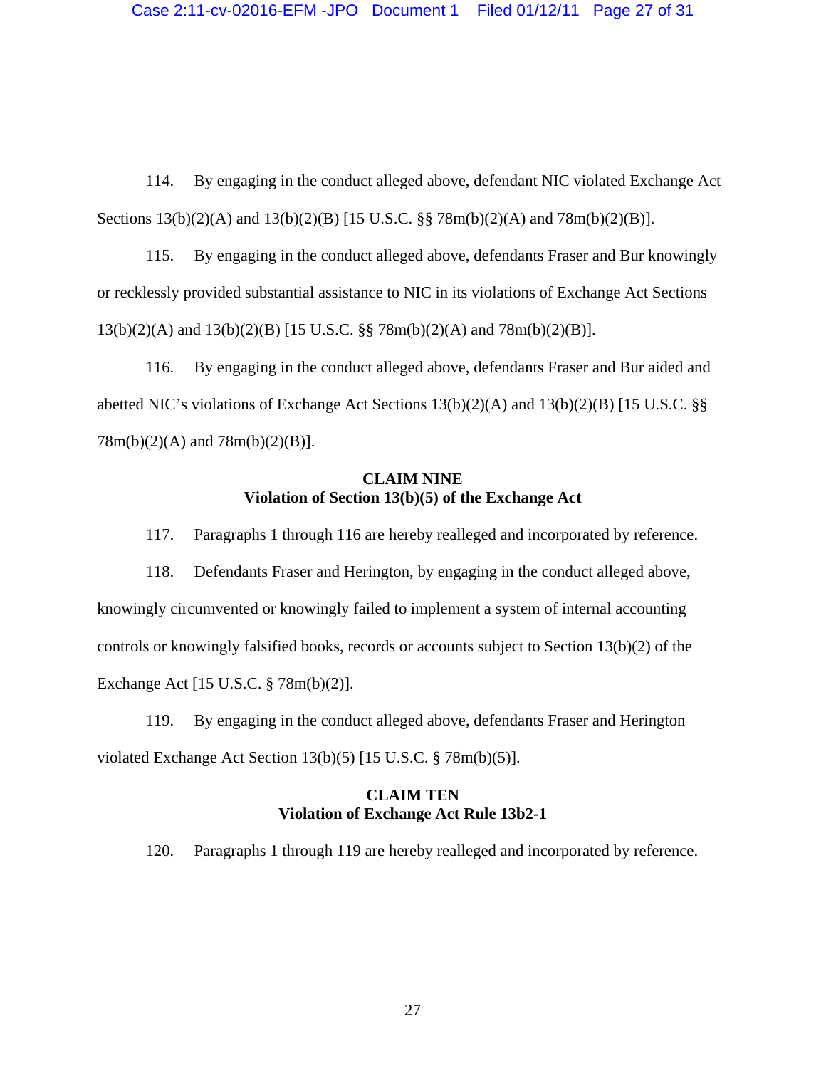114. By engaging in the conduct alleged above, defendant NIC violated Exchange Act Sections 13(b)(2)(A) and 13(b)(2)(B) [15 U.S.C. §§ 78m(b)(2)(A) and 78m(b)(2)(B)].

115. By engaging in the conduct alleged above, defendants Fraser and Bur knowingly or recklessly provided substantial assistance to NIC in its violations of Exchange Act Sections 13(b)(2)(A) and 13(b)(2)(B) [15 U.S.C. §§ 78m(b)(2)(A) and 78m(b)(2)(B)].

116. By engaging in the conduct alleged above, defendants Fraser and Bur aided and abetted NIC's violations of Exchange Act Sections 13(b)(2)(A) and 13(b)(2)(B) [15 U.S.C. §§ 78m(b)(2)(A) and 78m(b)(2)(B)].

**CLAIM NINE**
**Violation of Section 13(b)(5) of the Exchange Act**

117. Paragraphs 1 through 116 are hereby realleged and incorporated by reference.

118. Defendants Fraser and Herington, by engaging in the conduct alleged above, knowingly circumvented or knowingly failed to implement a system of internal accounting controls or knowingly falsified books, records or accounts subject to Section 13(b)(2) of the Exchange Act [15 U.S.C. § 78m(b)(2)].

119. By engaging in the conduct alleged above, defendants Fraser and Herington violated Exchange Act Section 13(b)(5) [15 U.S.C. § 78m(b)(5)].

**CLAIM TEN**
**Violation of Exchange Act Rule 13b2-1**

120. Paragraphs 1 through 119 are hereby realleged and incorporated by reference.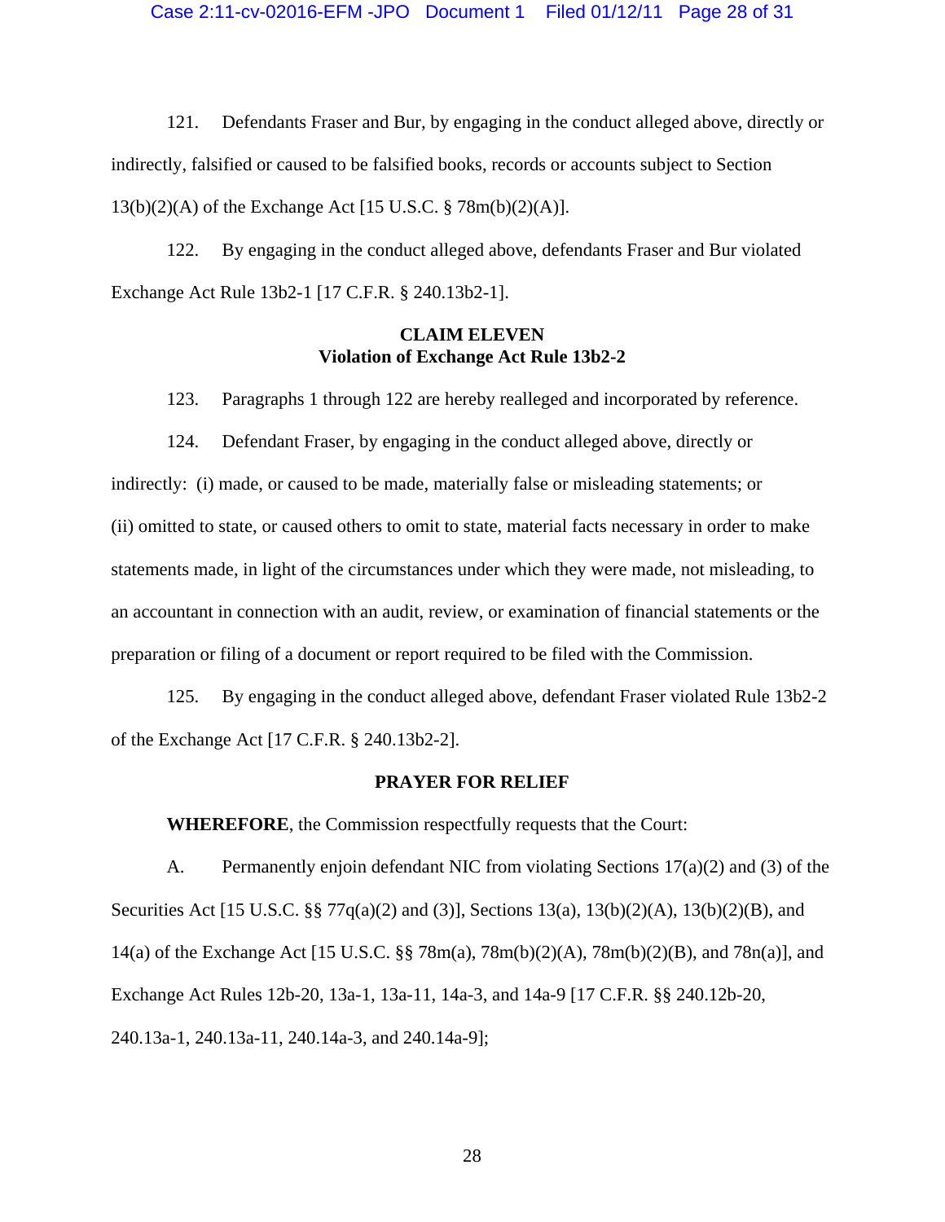121. Defendants Fraser and Bur, by engaging in the conduct alleged above, directly or indirectly, falsified or caused to be falsified books, records or accounts subject to Section 13(b)(2)(A) of the Exchange Act [15 U.S.C. § 78m(b)(2)(A)].

122. By engaging in the conduct alleged above, defendants Fraser and Bur violated Exchange Act Rule 13b2-1 [17 C.F.R. § 240.13b2-1].

**CLAIM ELEVEN**
**Violation of Exchange Act Rule 13b2-2**

123. Paragraphs 1 through 122 are hereby realleged and incorporated by reference.

124. Defendant Fraser, by engaging in the conduct alleged above, directly or indirectly: (i) made, or caused to be made, materially false or misleading statements; or (ii) omitted to state, or caused others to omit to state, material facts necessary in order to make statements made, in light of the circumstances under which they were made, not misleading, to an accountant in connection with an audit, review, or examination of financial statements or the preparation or filing of a document or report required to be filed with the Commission.

125. By engaging in the conduct alleged above, defendant Fraser violated Rule 13b2-2 of the Exchange Act [17 C.F.R. § 240.13b2-2].

**PRAYER FOR RELIEF**

**WHEREFORE**, the Commission respectfully requests that the Court:

A. Permanently enjoin defendant NIC from violating Sections 17(a)(2) and (3) of the Securities Act [15 U.S.C. §§ 77q(a)(2) and (3)], Sections 13(a), 13(b)(2)(A), 13(b)(2)(B), and 14(a) of the Exchange Act [15 U.S.C. §§ 78m(a), 78m(b)(2)(A), 78m(b)(2)(B), and 78n(a)], and Exchange Act Rules 12b-20, 13a-1, 13a-11, 14a-3, and 14a-9 [17 C.F.R. §§ 240.12b-20, 240.13a-1, 240.13a-11, 240.14a-3, and 240.14a-9];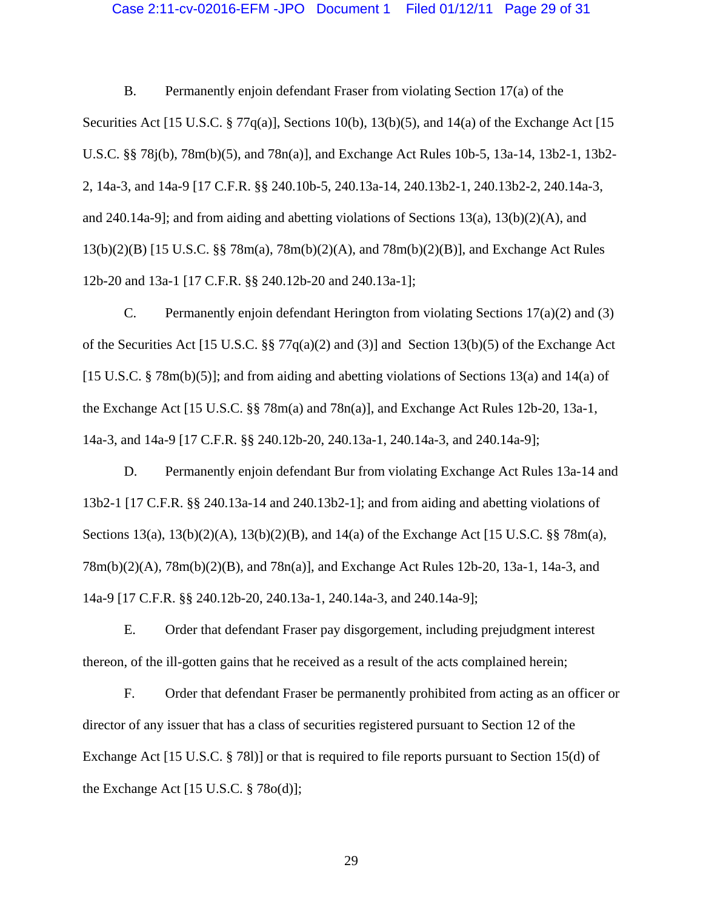B. Permanently enjoin defendant Fraser from violating Section 17(a) of the Securities Act [15 U.S.C. § 77q(a)], Sections 10(b), 13(b)(5), and 14(a) of the Exchange Act [15 U.S.C. §§ 78j(b), 78m(b)(5), and 78n(a)], and Exchange Act Rules 10b-5, 13a-14, 13b2-1, 13b2-2, 14a-3, and 14a-9 [17 C.F.R. §§ 240.10b-5, 240.13a-14, 240.13b2-1, 240.13b2-2, 240.14a-3, and 240.14a-9]; and from aiding and abetting violations of Sections 13(a), 13(b)(2)(A), and 13(b)(2)(B) [15 U.S.C. §§ 78m(a), 78m(b)(2)(A), and 78m(b)(2)(B)], and Exchange Act Rules 12b-20 and 13a-1 [17 C.F.R. §§ 240.12b-20 and 240.13a-1];

C. Permanently enjoin defendant Herington from violating Sections 17(a)(2) and (3) of the Securities Act [15 U.S.C. §§ 77q(a)(2) and (3)] and Section 13(b)(5) of the Exchange Act [15 U.S.C. § 78m(b)(5)]; and from aiding and abetting violations of Sections 13(a) and 14(a) of the Exchange Act [15 U.S.C. §§ 78m(a) and 78n(a)], and Exchange Act Rules 12b-20, 13a-1, 14a-3, and 14a-9 [17 C.F.R. §§ 240.12b-20, 240.13a-1, 240.14a-3, and 240.14a-9];

D. Permanently enjoin defendant Bur from violating Exchange Act Rules 13a-14 and 13b2-1 [17 C.F.R. §§ 240.13a-14 and 240.13b2-1]; and from aiding and abetting violations of Sections 13(a), 13(b)(2)(A), 13(b)(2)(B), and 14(a) of the Exchange Act [15 U.S.C. §§ 78m(a), 78m(b)(2)(A), 78m(b)(2)(B), and 78n(a)], and Exchange Act Rules 12b-20, 13a-1, 14a-3, and 14a-9 [17 C.F.R. §§ 240.12b-20, 240.13a-1, 240.14a-3, and 240.14a-9];

E. Order that defendant Fraser pay disgorgement, including prejudgment interest thereon, of the ill-gotten gains that he received as a result of the acts complained herein;

F. Order that defendant Fraser be permanently prohibited from acting as an officer or director of any issuer that has a class of securities registered pursuant to Section 12 of the Exchange Act [15 U.S.C. § 78l)] or that is required to file reports pursuant to Section 15(d) of the Exchange Act [15 U.S.C. § 78o(d)];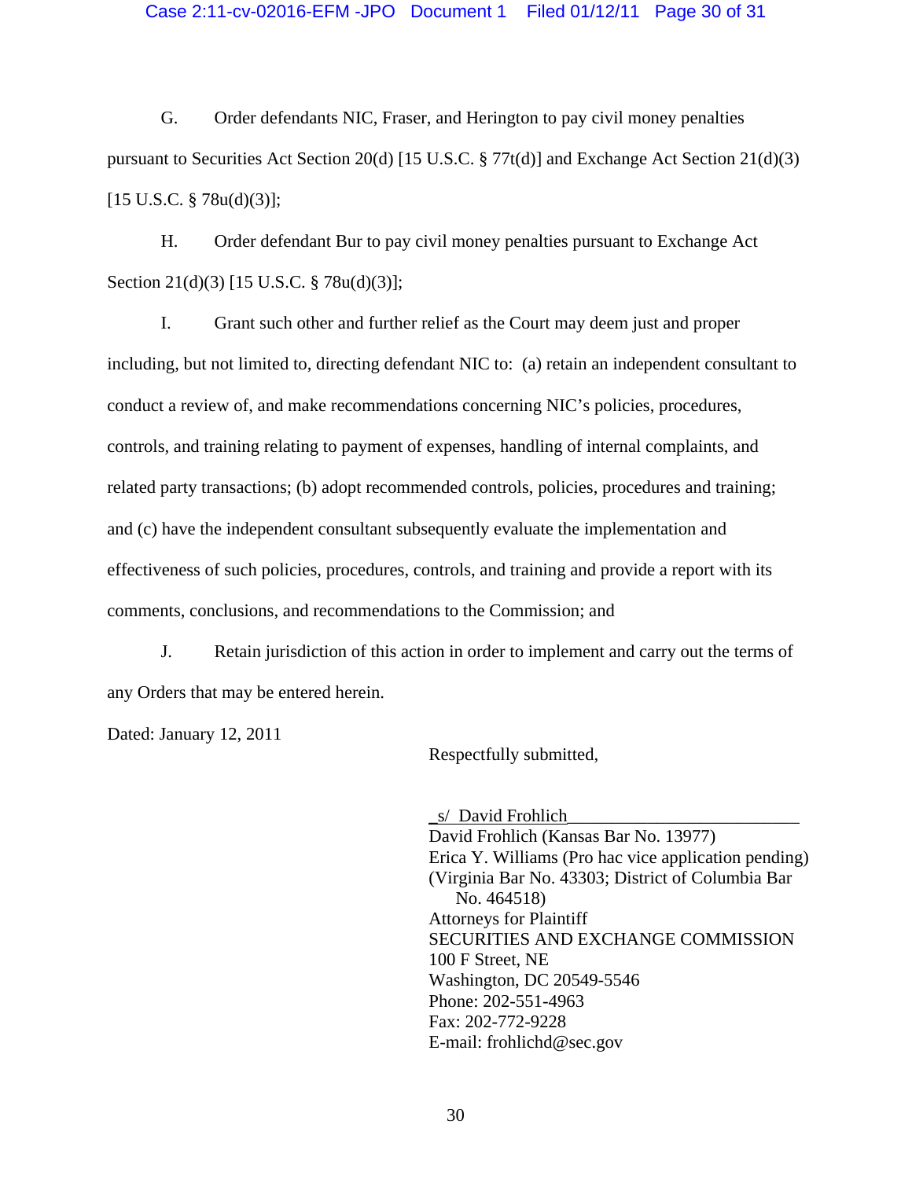G. Order defendants NIC, Fraser, and Herington to pay civil money penalties pursuant to Securities Act Section 20(d) [15 U.S.C. § 77t(d)] and Exchange Act Section 21(d)(3) [15 U.S.C. § 78u(d)(3)];

H. Order defendant Bur to pay civil money penalties pursuant to Exchange Act Section 21(d)(3) [15 U.S.C. § 78u(d)(3)];

I. Grant such other and further relief as the Court may deem just and proper including, but not limited to, directing defendant NIC to: (a) retain an independent consultant to conduct a review of, and make recommendations concerning NIC's policies, procedures, controls, and training relating to payment of expenses, handling of internal complaints, and related party transactions; (b) adopt recommended controls, policies, procedures and training; and (c) have the independent consultant subsequently evaluate the implementation and effectiveness of such policies, procedures, controls, and training and provide a report with its comments, conclusions, and recommendations to the Commission; and

J. Retain jurisdiction of this action in order to implement and carry out the terms of any Orders that may be entered herein.

Dated: January 12, 2011

Respectfully submitted,

_s/ David Frohlich_  
David Frohlich (Kansas Bar No. 13977)  
Erica Y. Williams (Pro hac vice application pending)  
(Virginia Bar No. 43303; District of Columbia Bar No. 464518)  
Attorneys for Plaintiff  
SECURITIES AND EXCHANGE COMMISSION  
100 F Street, NE  
Washington, DC 20549-5546  
Phone: 202-551-4963  
Fax: 202-772-9228  
E-mail: frohlichd@sec.gov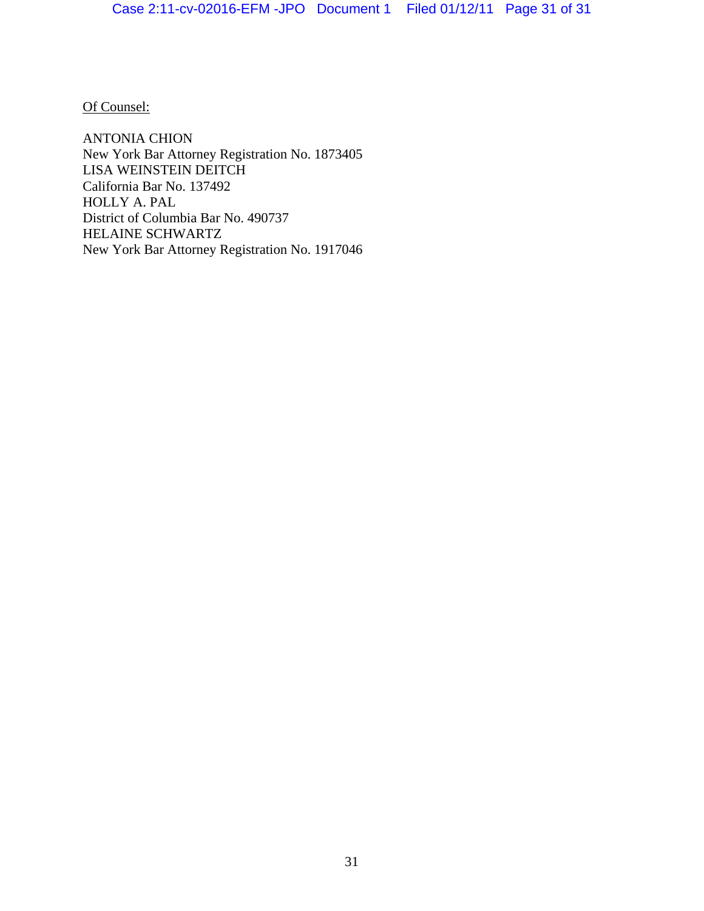<u>Of Counsel:</u>

ANTONIA CHION
New York Bar Attorney Registration No. 1873405
LISA WEINSTEIN DEITCH
California Bar No. 137492
HOLLY A. PAL
District of Columbia Bar No. 490737
HELAINE SCHWARTZ
New York Bar Attorney Registration No. 1917046